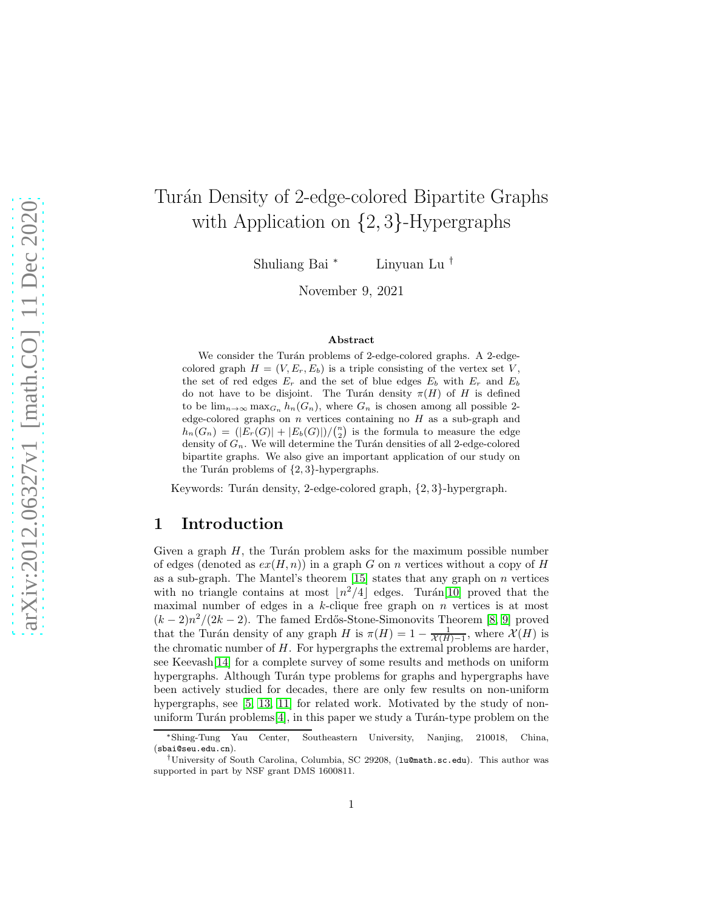# Turán Density of 2-edge-colored Bipartite Graphs with Application on $\{2, 3\}$-Hypergraphs

Shuliang Bai [*]   Linyuan Lu [†]

November 9, 2021

### Abstract

We consider the Turán problems of 2-edge-colored graphs. A 2-edge-colored graph $H = (V, E_r, E_b)$ is a triple consisting of the vertex set $V$, the set of red edges $E_r$ and the set of blue edges $E_b$ with $E_r$ and $E_b$ do not have to be disjoint. The Turán density $\pi(H)$ of $H$ is defined to be $\lim_{n\to\infty} \max_{G_n} h_n(G_n)$, where $G_n$ is chosen among all possible 2-edge-colored graphs on $n$ vertices containing no $H$ as a sub-graph and $h_n(G_n) = (|E_r(G)| + |E_b(G)|)/\binom{n}{2}$ is the formula to measure the edge density of $G_n$. We will determine the Turán densities of all 2-edge-colored bipartite graphs. We also give an important application of our study on the Turán problems of $\{2, 3\}$-hypergraphs.

Keywords: Turán density, 2-edge-colored graph, $\{2, 3\}$-hypergraph.

## 1 Introduction

Given a graph $H$, the Turán problem asks for the maximum possible number of edges (denoted as $ex(H, n)$) in a graph $G$ on $n$ vertices without a copy of $H$ as a sub-graph. The Mantel's theorem [15] states that any graph on $n$ vertices with no triangle contains at most $\lfloor n^2/4 \rfloor$ edges. Turán[10] proved that the maximal number of edges in a $k$-clique free graph on $n$ vertices is at most $(k-2)n^2/(2k-2)$. The famed Erdős-Stone-Simonovits Theorem [8, 9] proved that the Turán density of any graph $H$ is $\pi(H) = 1 - \frac{1}{\mathcal{X}(H)-1}$, where $\mathcal{X}(H)$ is the chromatic number of $H$. For hypergraphs the extremal problems are harder, see Keevash[14] for a complete survey of some results and methods on uniform hypergraphs. Although Turán type problems for graphs and hypergraphs have been actively studied for decades, there are only few results on non-uniform hypergraphs, see [5, 13, 11] for related work. Motivated by the study of non-uniform Turán problems[4], in this paper we study a Turán-type problem on the

---

[*] Shing-Tung Yau Center, Southeastern University, Nanjing, 210018, China, (sbai@seu.edu.cn).

[†] University of South Carolina, Columbia, SC 29208, (lu@math.sc.edu). This author was supported in part by NSF grant DMS 1600811.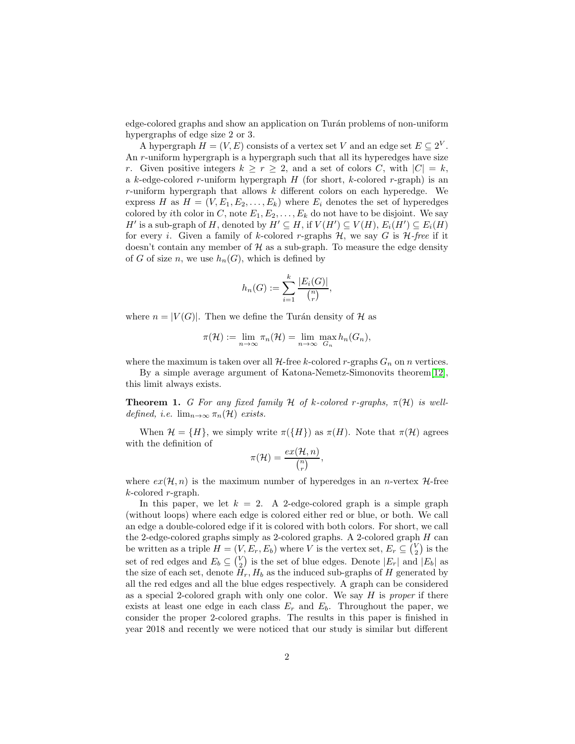edge-colored graphs and show an application on Turán problems of non-uniform hypergraphs of edge size 2 or 3.

A hypergraph $H = (V, E)$ consists of a vertex set $V$ and an edge set $E \subseteq 2^V$. An $r$-uniform hypergraph is a hypergraph such that all its hyperedges have size $r$. Given positive integers $k \geq r \geq 2$, and a set of colors $C$, with $|C| = k$, a $k$-edge-colored $r$-uniform hypergraph $H$ (for short, $k$-colored $r$-graph) is an $r$-uniform hypergraph that allows $k$ different colors on each hyperedge. We express $H$ as $H = (V, E_1, E_2, \ldots, E_k)$ where $E_i$ denotes the set of hyperedges colored by $i$th color in $C$, note $E_1, E_2, \ldots, E_k$ do not have to be disjoint. We say $H'$ is a sub-graph of $H$, denoted by $H' \subseteq H$, if $V(H') \subseteq V(H)$, $E_i(H') \subseteq E_i(H)$ for every $i$. Given a family of $k$-colored $r$-graphs $\mathcal{H}$, we say $G$ is *$\mathcal{H}$-free* if it doesn't contain any member of $\mathcal{H}$ as a sub-graph. To measure the edge density of $G$ of size $n$, we use $h_n(G)$, which is defined by

$$h_n(G) := \sum_{i=1}^{k} \frac{|E_i(G)|}{\binom{n}{r}},$$

where $n = |V(G)|$. Then we define the Turán density of $\mathcal{H}$ as

$$\pi(\mathcal{H}) := \lim_{n\to\infty} \pi_n(\mathcal{H}) = \lim_{n\to\infty} \max_{G_n} h_n(G_n),$$

where the maximum is taken over all $\mathcal{H}$-free $k$-colored $r$-graphs $G_n$ on $n$ vertices.

By a simple average argument of Katona-Nemetz-Simonovits theorem[12], this limit always exists.

**Theorem 1.** *G For any fixed family $\mathcal{H}$ of $k$-colored $r$-graphs, $\pi(\mathcal{H})$ is well-defined, i.e. $\lim_{n\to\infty} \pi_n(\mathcal{H})$ exists.*

When $\mathcal{H} = \{H\}$, we simply write $\pi(\{H\})$ as $\pi(H)$. Note that $\pi(\mathcal{H})$ agrees with the definition of

$$\pi(\mathcal{H}) = \frac{ex(\mathcal{H}, n)}{\binom{n}{r}},$$

where $ex(\mathcal{H}, n)$ is the maximum number of hyperedges in an $n$-vertex $\mathcal{H}$-free $k$-colored $r$-graph.

In this paper, we let $k = 2$. A 2-edge-colored graph is a simple graph (without loops) where each edge is colored either red or blue, or both. We call an edge a double-colored edge if it is colored with both colors. For short, we call the 2-edge-colored graphs simply as 2-colored graphs. A 2-colored graph $H$ can be written as a triple $H = (V, E_r, E_b)$ where $V$ is the vertex set, $E_r \subseteq \binom{V}{2}$ is the set of red edges and $E_b \subseteq \binom{V}{2}$ is the set of blue edges. Denote $|E_r|$ and $|E_b|$ as the size of each set, denote $H_r, H_b$ as the induced sub-graphs of $H$ generated by all the red edges and all the blue edges respectively. A graph can be considered as a special 2-colored graph with only one color. We say $H$ is *proper* if there exists at least one edge in each class $E_r$ and $E_b$. Throughout the paper, we consider the proper 2-colored graphs. The results in this paper is finished in year 2018 and recently we were noticed that our study is similar but different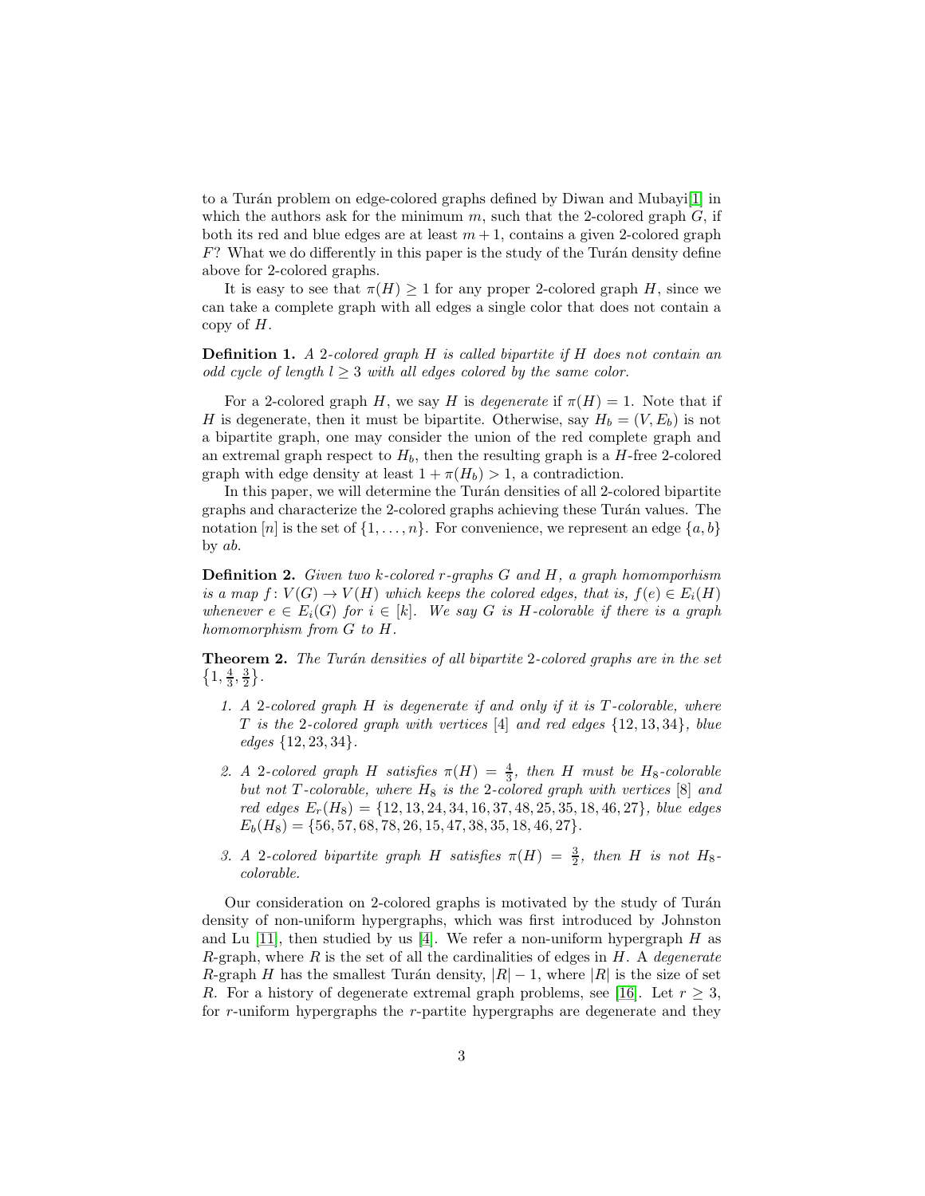to a Turán problem on edge-colored graphs defined by Diwan and Mubayi[1] in which the authors ask for the minimum $m$, such that the 2-colored graph $G$, if both its red and blue edges are at least $m+1$, contains a given 2-colored graph $F$? What we do differently in this paper is the study of the Turán density define above for 2-colored graphs.

It is easy to see that $\pi(H) \geq 1$ for any proper 2-colored graph $H$, since we can take a complete graph with all edges a single color that does not contain a copy of $H$.

**Definition 1.** *A 2-colored graph $H$ is called bipartite if $H$ does not contain an odd cycle of length $l \geq 3$ with all edges colored by the same color.*

For a 2-colored graph $H$, we say $H$ is *degenerate* if $\pi(H) = 1$. Note that if $H$ is degenerate, then it must be bipartite. Otherwise, say $H_b = (V, E_b)$ is not a bipartite graph, one may consider the union of the red complete graph and an extremal graph respect to $H_b$, then the resulting graph is a $H$-free 2-colored graph with edge density at least $1 + \pi(H_b) > 1$, a contradiction.

In this paper, we will determine the Turán densities of all 2-colored bipartite graphs and characterize the 2-colored graphs achieving these Turán values. The notation $[n]$ is the set of $\{1, \ldots, n\}$. For convenience, we represent an edge $\{a, b\}$ by $ab$.

**Definition 2.** *Given two $k$-colored $r$-graphs $G$ and $H$, a graph homomporhism is a map $f \colon V(G) \to V(H)$ which keeps the colored edges, that is, $f(e) \in E_i(H)$ whenever $e \in E_i(G)$ for $i \in [k]$. We say $G$ is $H$-colorable if there is a graph homomorphism from $G$ to $H$.*

**Theorem 2.** *The Turán densities of all bipartite 2-colored graphs are in the set $\left\{1, \frac{4}{3}, \frac{3}{2}\right\}$.*

1. *A 2-colored graph $H$ is degenerate if and only if it is $T$-colorable, where $T$ is the 2-colored graph with vertices $[4]$ and red edges $\{12, 13, 34\}$, blue edges $\{12, 23, 34\}$.*
2. *A 2-colored graph $H$ satisfies $\pi(H) = \frac{4}{3}$, then $H$ must be $H_8$-colorable but not $T$-colorable, where $H_8$ is the 2-colored graph with vertices $[8]$ and red edges $E_r(H_8) = \{12, 13, 24, 34, 16, 37, 48, 25, 35, 18, 46, 27\}$, blue edges $E_b(H_8) = \{56, 57, 68, 78, 26, 15, 47, 38, 35, 18, 46, 27\}$.*
3. *A 2-colored bipartite graph $H$ satisfies $\pi(H) = \frac{3}{2}$, then $H$ is not $H_8$-colorable.*

Our consideration on 2-colored graphs is motivated by the study of Turán density of non-uniform hypergraphs, which was first introduced by Johnston and Lu [11], then studied by us [4]. We refer a non-uniform hypergraph $H$ as $R$-graph, where $R$ is the set of all the cardinalities of edges in $H$. A *degenerate* $R$-graph $H$ has the smallest Turán density, $|R| - 1$, where $|R|$ is the size of set $R$. For a history of degenerate extremal graph problems, see [16]. Let $r \geq 3$, for $r$-uniform hypergraphs the $r$-partite hypergraphs are degenerate and they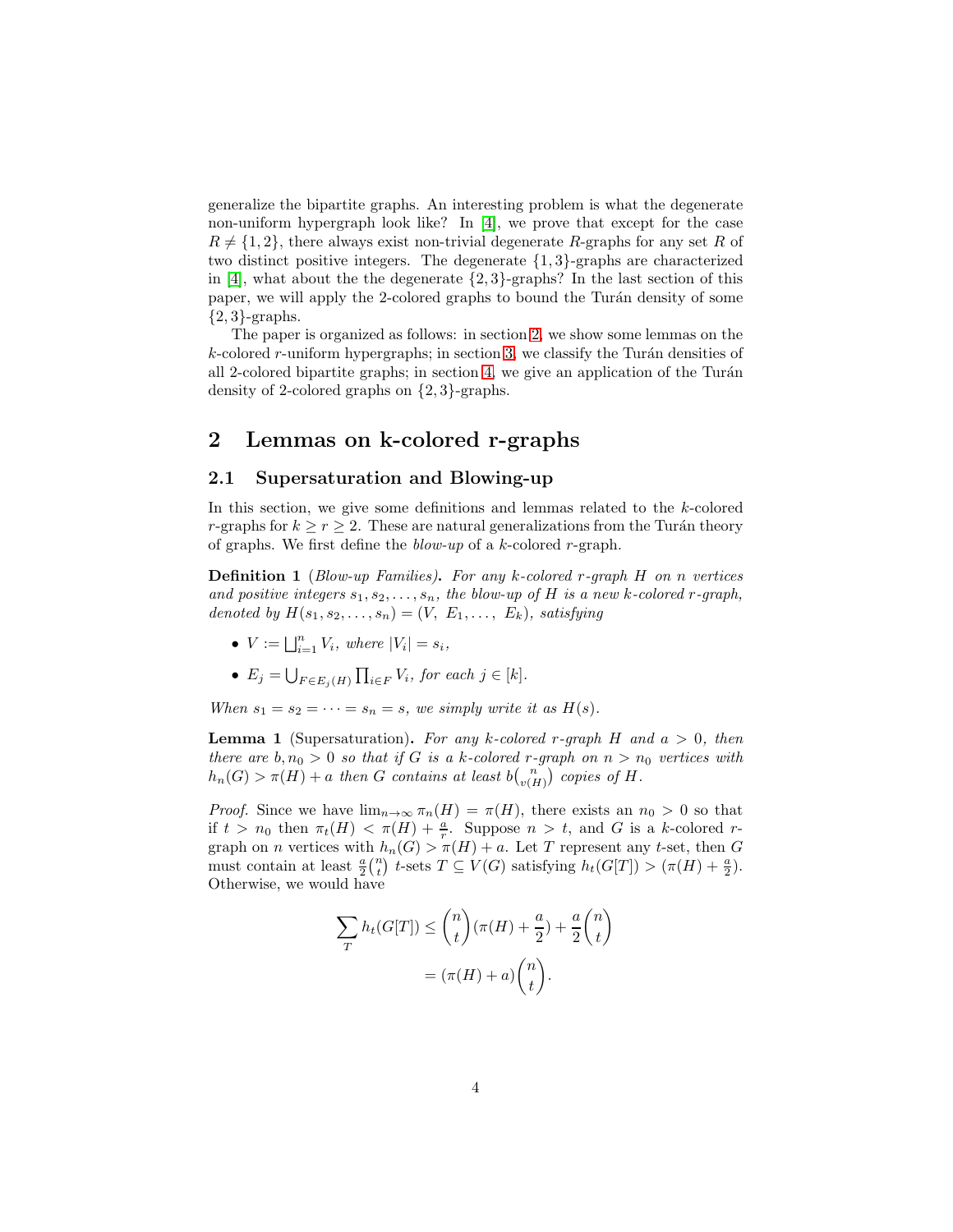generalize the bipartite graphs. An interesting problem is what the degenerate non-uniform hypergraph look like? In [4], we prove that except for the case $R \neq \{1, 2\}$, there always exist non-trivial degenerate $R$-graphs for any set $R$ of two distinct positive integers. The degenerate $\{1, 3\}$-graphs are characterized in [4], what about the the degenerate $\{2, 3\}$-graphs? In the last section of this paper, we will apply the 2-colored graphs to bound the Turán density of some $\{2, 3\}$-graphs.

The paper is organized as follows: in section 2, we show some lemmas on the $k$-colored $r$-uniform hypergraphs; in section 3, we classify the Turán densities of all 2-colored bipartite graphs; in section 4, we give an application of the Turán density of 2-colored graphs on $\{2, 3\}$-graphs.

## 2 Lemmas on k-colored r-graphs

### 2.1 Supersaturation and Blowing-up

In this section, we give some definitions and lemmas related to the $k$-colored $r$-graphs for $k \geq r \geq 2$. These are natural generalizations from the Turán theory of graphs. We first define the *blow-up* of a $k$-colored $r$-graph.

**Definition 1** (*Blow-up Families*)**.** *For any $k$-colored $r$-graph $H$ on $n$ vertices and positive integers $s_1, s_2, \ldots, s_n$, the blow-up of $H$ is a new $k$-colored $r$-graph, denoted by $H(s_1, s_2, \ldots, s_n) = (V,\ E_1, \ldots,\ E_k)$, satisfying*

- $V := \bigsqcup_{i=1}^{n} V_i$*, where* $|V_i| = s_i$,
- $E_j = \bigcup_{F \in E_j(H)} \prod_{i \in F} V_i$*, for each* $j \in [k]$.

*When $s_1 = s_2 = \cdots = s_n = s$, we simply write it as $H(s)$.*

**Lemma 1** (Supersaturation)**.** *For any $k$-colored $r$-graph $H$ and $a > 0$, then there are $b, n_0 > 0$ so that if $G$ is a $k$-colored $r$-graph on $n > n_0$ vertices with $h_n(G) > \pi(H) + a$ then $G$ contains at least $b\binom{n}{v(H)}$ copies of $H$.*

*Proof.* Since we have $\lim_{n\to\infty} \pi_n(H) = \pi(H)$, there exists an $n_0 > 0$ so that if $t > n_0$ then $\pi_t(H) < \pi(H) + \frac{a}{r}$. Suppose $n > t$, and $G$ is a $k$-colored $r$-graph on $n$ vertices with $h_n(G) > \pi(H) + a$. Let $T$ represent any $t$-set, then $G$ must contain at least $\frac{a}{2}\binom{n}{t}$ $t$-sets $T \subseteq V(G)$ satisfying $h_t(G[T]) > (\pi(H) + \frac{a}{2})$. Otherwise, we would have

$$
\begin{aligned}
\sum_{T} h_t(G[T]) &\leq \binom{n}{t}(\pi(H) + \frac{a}{2}) + \frac{a}{2}\binom{n}{t} \\
&= (\pi(H) + a)\binom{n}{t}.
\end{aligned}
$$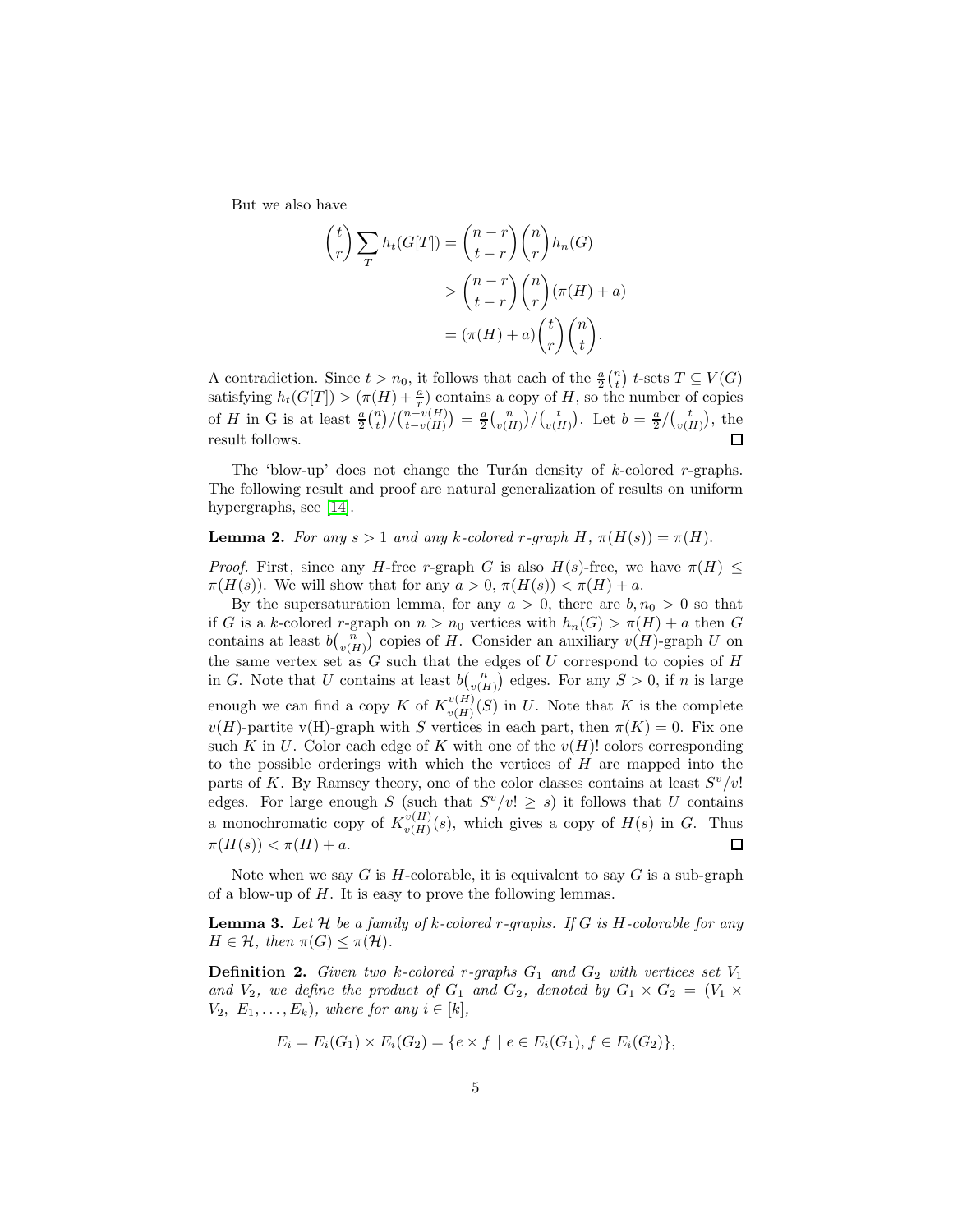But we also have

$$\binom{t}{r}\sum_{T} h_t(G[T]) = \binom{n-r}{t-r}\binom{n}{r}h_n(G)$$

$$> \binom{n-r}{t-r}\binom{n}{r}(\pi(H)+a)$$

$$= (\pi(H)+a)\binom{t}{r}\binom{n}{t}.$$

A contradiction. Since $t > n_0$, it follows that each of the $\frac{a}{2}\binom{n}{t}$ $t$-sets $T \subseteq V(G)$ satisfying $h_t(G[T]) > (\pi(H) + \frac{a}{r})$ contains a copy of $H$, so the number of copies of $H$ in G is at least $\frac{a}{2}\binom{n}{t}/\binom{n-v(H)}{t-v(H)} = \frac{a}{2}\binom{n}{v(H)}/\binom{t}{v(H)}$. Let $b = \frac{a}{2}/\binom{t}{v(H)}$, the result follows. □

The 'blow-up' does not change the Turán density of $k$-colored $r$-graphs. The following result and proof are natural generalization of results on uniform hypergraphs, see [14].

**Lemma 2.** *For any $s > 1$ and any $k$-colored $r$-graph $H$, $\pi(H(s)) = \pi(H)$.*

*Proof.* First, since any $H$-free $r$-graph $G$ is also $H(s)$-free, we have $\pi(H) \leq \pi(H(s))$. We will show that for any $a > 0$, $\pi(H(s)) < \pi(H) + a$.

By the supersaturation lemma, for any $a > 0$, there are $b, n_0 > 0$ so that if $G$ is a $k$-colored $r$-graph on $n > n_0$ vertices with $h_n(G) > \pi(H) + a$ then $G$ contains at least $b\binom{n}{v(H)}$ copies of $H$. Consider an auxiliary $v(H)$-graph $U$ on the same vertex set as $G$ such that the edges of $U$ correspond to copies of $H$ in $G$. Note that $U$ contains at least $b\binom{n}{v(H)}$ edges. For any $S > 0$, if $n$ is large enough we can find a copy $K$ of $K^{v(H)}_{v(H)}(S)$ in $U$. Note that $K$ is the complete $v(H)$-partite v(H)-graph with $S$ vertices in each part, then $\pi(K) = 0$. Fix one such $K$ in $U$. Color each edge of $K$ with one of the $v(H)!$ colors corresponding to the possible orderings with which the vertices of $H$ are mapped into the parts of $K$. By Ramsey theory, one of the color classes contains at least $S^v/v!$ edges. For large enough $S$ (such that $S^v/v! \geq s$) it follows that $U$ contains a monochromatic copy of $K^{v(H)}_{v(H)}(s)$, which gives a copy of $H(s)$ in $G$. Thus $\pi(H(s)) < \pi(H) + a$. □

Note when we say $G$ is $H$-colorable, it is equivalent to say $G$ is a sub-graph of a blow-up of $H$. It is easy to prove the following lemmas.

**Lemma 3.** *Let $\mathcal{H}$ be a family of $k$-colored $r$-graphs. If $G$ is $H$-colorable for any $H \in \mathcal{H}$, then $\pi(G) \leq \pi(\mathcal{H})$.*

**Definition 2.** *Given two $k$-colored $r$-graphs $G_1$ and $G_2$ with vertices set $V_1$ and $V_2$, we define the product of $G_1$ and $G_2$, denoted by $G_1 \times G_2 = (V_1 \times V_2,\ E_1, \ldots, E_k)$, where for any $i \in [k]$,*

$$E_i = E_i(G_1) \times E_i(G_2) = \{e \times f \mid e \in E_i(G_1), f \in E_i(G_2)\},$$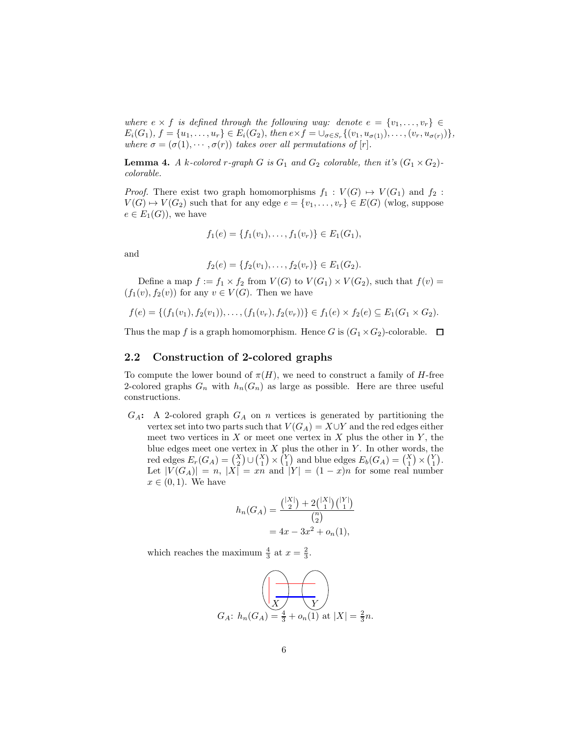*where $e \times f$ is defined through the following way: denote $e = \{v_1, \ldots, v_r\} \in E_i(G_1)$, $f = \{u_1, \ldots, u_r\} \in E_i(G_2)$, then $e \times f = \cup_{\sigma \in S_r}\{(v_1, u_{\sigma(1)}), \ldots, (v_r, u_{\sigma(r)})\}$, where $\sigma = (\sigma(1), \cdots, \sigma(r))$ takes over all permutations of $[r]$.*

**Lemma 4.** *A $k$-colored $r$-graph $G$ is $G_1$ and $G_2$ colorable, then it's $(G_1 \times G_2)$-colorable.*

*Proof.* There exist two graph homomorphisms $f_1 : V(G) \mapsto V(G_1)$ and $f_2 : V(G) \mapsto V(G_2)$ such that for any edge $e = \{v_1, \ldots, v_r\} \in E(G)$ (wlog, suppose $e \in E_1(G)$), we have

$$f_1(e) = \{f_1(v_1), \ldots, f_1(v_r)\} \in E_1(G_1),$$

and

$$f_2(e) = \{f_2(v_1), \ldots, f_2(v_r)\} \in E_1(G_2).$$

Define a map $f := f_1 \times f_2$ from $V(G)$ to $V(G_1) \times V(G_2)$, such that $f(v) = (f_1(v), f_2(v))$ for any $v \in V(G)$. Then we have

$$f(e) = \{(f_1(v_1), f_2(v_1)), \ldots, (f_1(v_r), f_2(v_r))\} \in f_1(e) \times f_2(e) \subseteq E_1(G_1 \times G_2).$$

Thus the map $f$ is a graph homomorphism. Hence $G$ is $(G_1 \times G_2)$-colorable. $\square$

## 2.2 Construction of 2-colored graphs

To compute the lower bound of $\pi(H)$, we need to construct a family of $H$-free 2-colored graphs $G_n$ with $h_n(G_n)$ as large as possible. Here are three useful constructions.

**$G_A$:** A 2-colored graph $G_A$ on $n$ vertices is generated by partitioning the vertex set into two parts such that $V(G_A) = X \cup Y$ and the red edges either meet two vertices in $X$ or meet one vertex in $X$ plus the other in $Y$, the blue edges meet one vertex in $X$ plus the other in $Y$. In other words, the red edges $E_r(G_A) = \binom{X}{2} \cup \binom{X}{1} \times \binom{Y}{1}$ and blue edges $E_b(G_A) = \binom{X}{1} \times \binom{Y}{1}$. Let $|V(G_A)| = n$, $|X| = xn$ and $|Y| = (1-x)n$ for some real number $x \in (0, 1)$. We have

$$\begin{aligned} h_n(G_A) &= \frac{\binom{|X|}{2} + 2\binom{|X|}{1}\binom{|Y|}{1}}{\binom{n}{2}} \\ &= 4x - 3x^2 + o_n(1), \end{aligned}$$

which reaches the maximum $\frac{4}{3}$ at $x = \frac{2}{3}$.

$G_A$: $h_n(G_A) = \frac{4}{3} + o_n(1)$ at $|X| = \frac{2}{3}n$.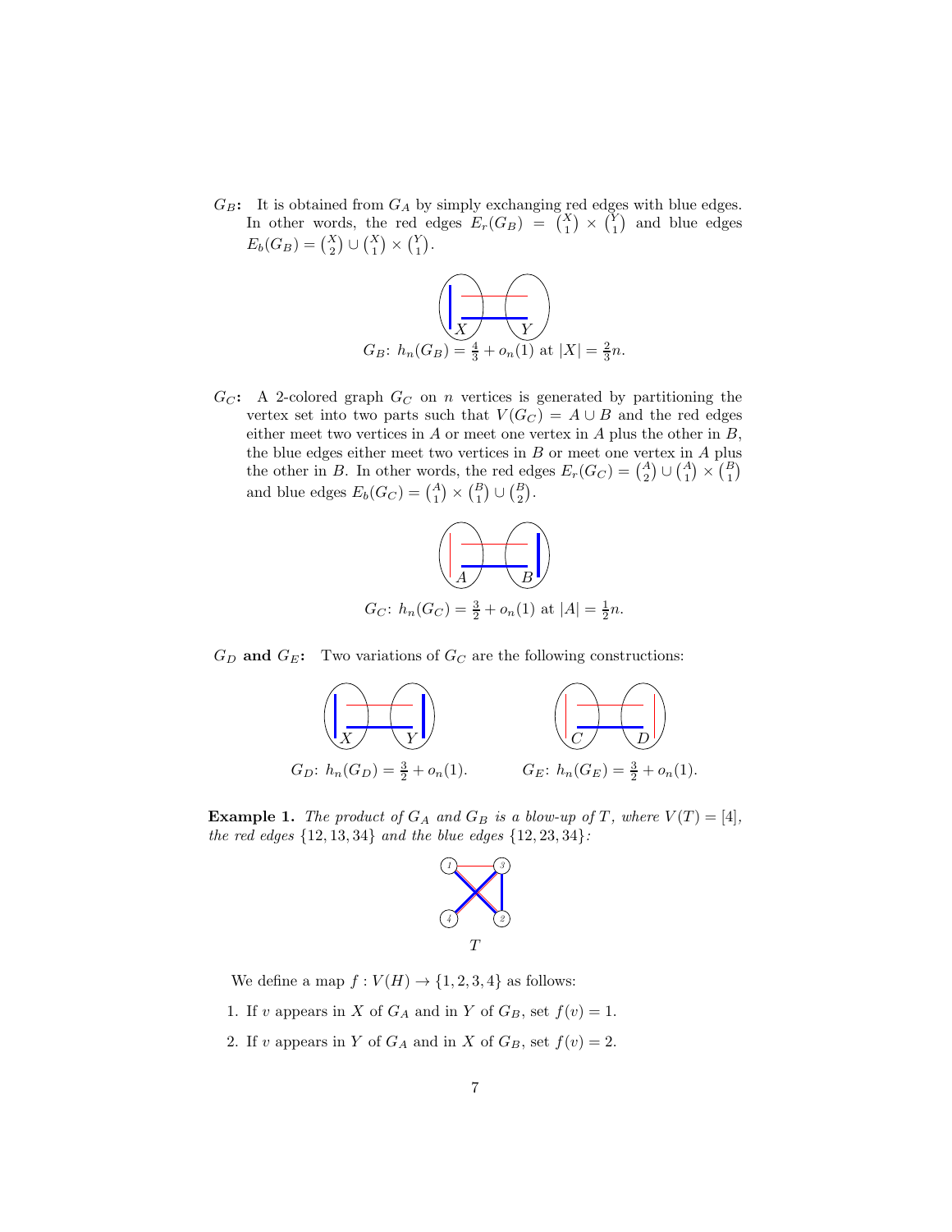$G_B$**:** It is obtained from $G_A$ by simply exchanging red edges with blue edges. In other words, the red edges $E_r(G_B) = \binom{X}{1} \times \binom{Y}{1}$ and blue edges $E_b(G_B) = \binom{X}{2} \cup \binom{X}{1} \times \binom{Y}{1}$.

$G_B$: $h_n(G_B) = \frac{4}{3} + o_n(1)$ at $|X| = \frac{2}{3}n$.

$G_C$**:** A 2-colored graph $G_C$ on $n$ vertices is generated by partitioning the vertex set into two parts such that $V(G_C) = A \cup B$ and the red edges either meet two vertices in $A$ or meet one vertex in $A$ plus the other in $B$, the blue edges either meet two vertices in $B$ or meet one vertex in $A$ plus the other in $B$. In other words, the red edges $E_r(G_C) = \binom{A}{2} \cup \binom{A}{1} \times \binom{B}{1}$ and blue edges $E_b(G_C) = \binom{A}{1} \times \binom{B}{1} \cup \binom{B}{2}$.

$G_C$: $h_n(G_C) = \frac{3}{2} + o_n(1)$ at $|A| = \frac{1}{2}n$.

$G_D$ **and** $G_E$**:** Two variations of $G_C$ are the following constructions:

$G_D$: $h_n(G_D) = \frac{3}{2} + o_n(1)$. $\qquad$ $G_E$: $h_n(G_E) = \frac{3}{2} + o_n(1)$.

**Example 1.** *The product of $G_A$ and $G_B$ is a blow-up of $T$, where $V(T) = [4]$, the red edges $\{12, 13, 34\}$ and the blue edges $\{12, 23, 34\}$:*

$T$

We define a map $f : V(H) \to \{1, 2, 3, 4\}$ as follows:

1. If $v$ appears in $X$ of $G_A$ and in $Y$ of $G_B$, set $f(v) = 1$.
2. If $v$ appears in $Y$ of $G_A$ and in $X$ of $G_B$, set $f(v) = 2$.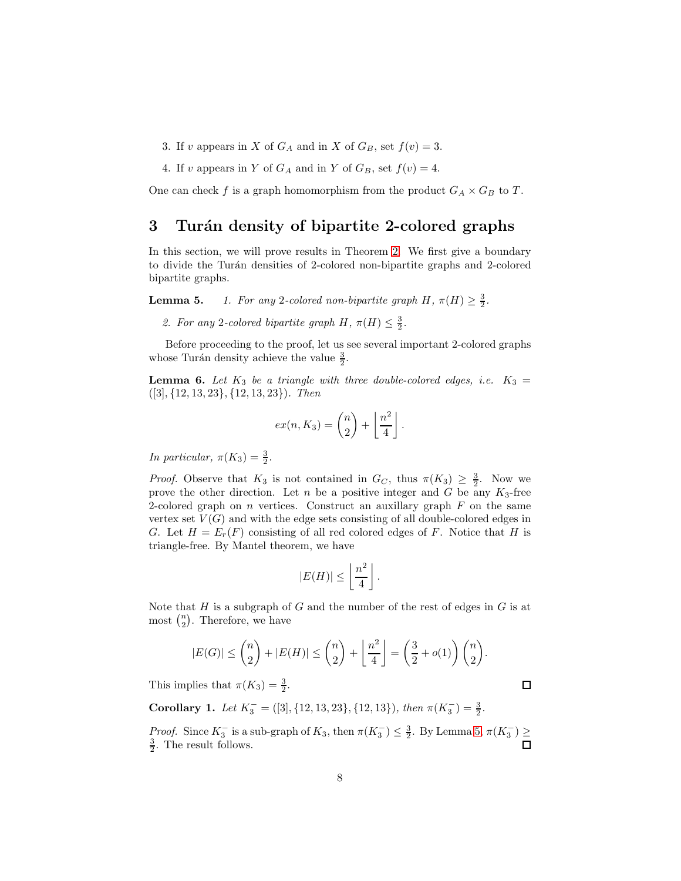3. If $v$ appears in $X$ of $G_A$ and in $X$ of $G_B$, set $f(v) = 3$.

4. If $v$ appears in $Y$ of $G_A$ and in $Y$ of $G_B$, set $f(v) = 4$.

One can check $f$ is a graph homomorphism from the product $G_A \times G_B$ to $T$.

## 3 Turán density of bipartite 2-colored graphs

In this section, we will prove results in Theorem 2. We first give a boundary to divide the Turán densities of 2-colored non-bipartite graphs and 2-colored bipartite graphs.

**Lemma 5.** *1. For any 2-colored non-bipartite graph $H$, $\pi(H) \geq \frac{3}{2}$.*

*2. For any 2-colored bipartite graph $H$, $\pi(H) \leq \frac{3}{2}$.*

Before proceeding to the proof, let us see several important 2-colored graphs whose Turán density achieve the value $\frac{3}{2}$.

**Lemma 6.** *Let $K_3$ be a triangle with three double-colored edges, i.e. $K_3 = ([3], \{12, 13, 23\}, \{12, 13, 23\})$. Then*

$$ex(n, K_3) = \binom{n}{2} + \left\lfloor \frac{n^2}{4} \right\rfloor.$$

*In particular, $\pi(K_3) = \frac{3}{2}$.*

*Proof.* Observe that $K_3$ is not contained in $G_C$, thus $\pi(K_3) \geq \frac{3}{2}$. Now we prove the other direction. Let $n$ be a positive integer and $G$ be any $K_3$-free 2-colored graph on $n$ vertices. Construct an auxillary graph $F$ on the same vertex set $V(G)$ and with the edge sets consisting of all double-colored edges in $G$. Let $H = E_r(F)$ consisting of all red colored edges of $F$. Notice that $H$ is triangle-free. By Mantel theorem, we have

$$|E(H)| \leq \left\lfloor \frac{n^2}{4} \right\rfloor.$$

Note that $H$ is a subgraph of $G$ and the number of the rest of edges in $G$ is at most $\binom{n}{2}$. Therefore, we have

$$|E(G)| \leq \binom{n}{2} + |E(H)| \leq \binom{n}{2} + \left\lfloor \frac{n^2}{4} \right\rfloor = \left(\frac{3}{2} + o(1)\right)\binom{n}{2}.$$

This implies that $\pi(K_3) = \frac{3}{2}$. □

**Corollary 1.** *Let $K_3^- = ([3], \{12, 13, 23\}, \{12, 13\})$, then $\pi(K_3^-) = \frac{3}{2}$.*

*Proof.* Since $K_3^-$ is a sub-graph of $K_3$, then $\pi(K_3^-) \leq \frac{3}{2}$. By Lemma 5, $\pi(K_3^-) \geq \frac{3}{2}$. The result follows. □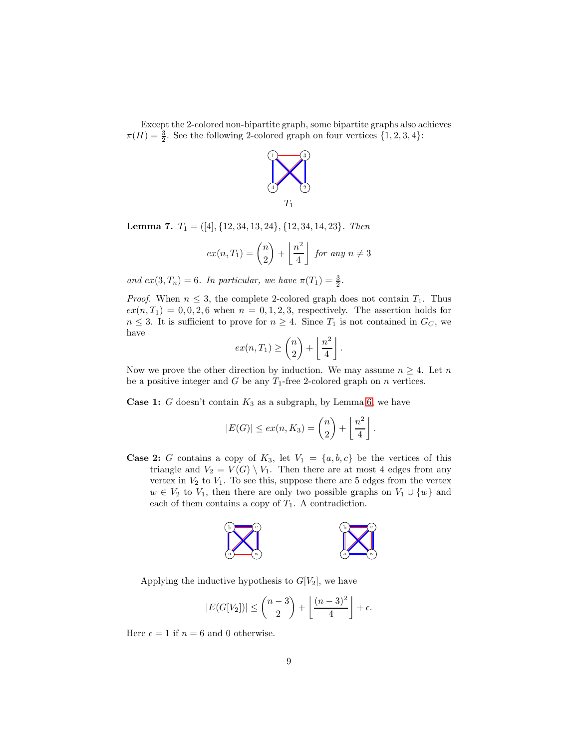Except the 2-colored non-bipartite graph, some bipartite graphs also achieves $\pi(H) = \frac{3}{2}$. See the following 2-colored graph on four vertices $\{1, 2, 3, 4\}$:

$T_1$

**Lemma 7.** $T_1 = ([4], \{12, 34, 13, 24\}, \{12, 34, 14, 23\}$. *Then*

$$ex(n, T_1) = \binom{n}{2} + \left\lfloor \frac{n^2}{4} \right\rfloor \text{ for any } n \neq 3$$

*and* $ex(3, T_n) = 6$. *In particular, we have* $\pi(T_1) = \frac{3}{2}$.

*Proof.* When $n \leq 3$, the complete 2-colored graph does not contain $T_1$. Thus $ex(n, T_1) = 0, 0, 2, 6$ when $n = 0, 1, 2, 3$, respectively. The assertion holds for $n \leq 3$. It is sufficient to prove for $n \geq 4$. Since $T_1$ is not contained in $G_C$, we have

$$ex(n, T_1) \geq \binom{n}{2} + \left\lfloor \frac{n^2}{4} \right\rfloor.$$

Now we prove the other direction by induction. We may assume $n \geq 4$. Let $n$ be a positive integer and $G$ be any $T_1$-free 2-colored graph on $n$ vertices.

**Case 1:** $G$ doesn't contain $K_3$ as a subgraph, by Lemma 6, we have

$$|E(G)| \leq ex(n, K_3) = \binom{n}{2} + \left\lfloor \frac{n^2}{4} \right\rfloor.$$

**Case 2:** $G$ contains a copy of $K_3$, let $V_1 = \{a, b, c\}$ be the vertices of this triangle and $V_2 = V(G) \setminus V_1$. Then there are at most 4 edges from any vertex in $V_2$ to $V_1$. To see this, suppose there are 5 edges from the vertex $w \in V_2$ to $V_1$, then there are only two possible graphs on $V_1 \cup \{w\}$ and each of them contains a copy of $T_1$. A contradiction.

Applying the inductive hypothesis to $G[V_2]$, we have

$$|E(G[V_2])| \leq \binom{n-3}{2} + \left\lfloor \frac{(n-3)^2}{4} \right\rfloor + \epsilon.$$

Here $\epsilon = 1$ if $n = 6$ and 0 otherwise.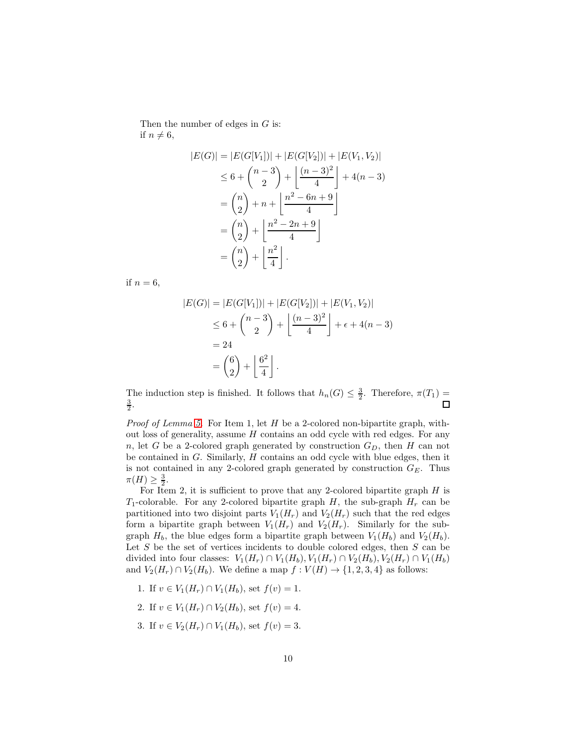Then the number of edges in $G$ is:
if $n \neq 6$,

$$
\begin{aligned}
|E(G)| &= |E(G[V_1])| + |E(G[V_2])| + |E(V_1, V_2)| \\
&\leq 6 + \binom{n-3}{2} + \left\lfloor \frac{(n-3)^2}{4} \right\rfloor + 4(n-3) \\
&= \binom{n}{2} + n + \left\lfloor \frac{n^2 - 6n + 9}{4} \right\rfloor \\
&= \binom{n}{2} + \left\lfloor \frac{n^2 - 2n + 9}{4} \right\rfloor \\
&= \binom{n}{2} + \left\lfloor \frac{n^2}{4} \right\rfloor .
\end{aligned}
$$

if $n = 6$,

$$
\begin{aligned}
|E(G)| &= |E(G[V_1])| + |E(G[V_2])| + |E(V_1, V_2)| \\
&\leq 6 + \binom{n-3}{2} + \left\lfloor \frac{(n-3)^2}{4} \right\rfloor + \epsilon + 4(n-3) \\
&= 24 \\
&= \binom{6}{2} + \left\lfloor \frac{6^2}{4} \right\rfloor .
\end{aligned}
$$

The induction step is finished. It follows that $h_n(G) \leq \frac{3}{2}$. Therefore, $\pi(T_1) = \frac{3}{2}$. □

*Proof of Lemma 5.* For Item 1, let $H$ be a 2-colored non-bipartite graph, without loss of generality, assume $H$ contains an odd cycle with red edges. For any $n$, let $G$ be a 2-colored graph generated by construction $G_D$, then $H$ can not be contained in $G$. Similarly, $H$ contains an odd cycle with blue edges, then it is not contained in any 2-colored graph generated by construction $G_E$. Thus $\pi(H) \geq \frac{3}{2}$.

For Item 2, it is sufficient to prove that any 2-colored bipartite graph $H$ is $T_1$-colorable. For any 2-colored bipartite graph $H$, the sub-graph $H_r$ can be partitioned into two disjoint parts $V_1(H_r)$ and $V_2(H_r)$ such that the red edges form a bipartite graph between $V_1(H_r)$ and $V_2(H_r)$. Similarly for the sub-graph $H_b$, the blue edges form a bipartite graph between $V_1(H_b)$ and $V_2(H_b)$. Let $S$ be the set of vertices incidents to double colored edges, then $S$ can be divided into four classes: $V_1(H_r) \cap V_1(H_b), V_1(H_r) \cap V_2(H_b), V_2(H_r) \cap V_1(H_b)$ and $V_2(H_r) \cap V_2(H_b)$. We define a map $f : V(H) \to \{1, 2, 3, 4\}$ as follows:

1. If $v \in V_1(H_r) \cap V_1(H_b)$, set $f(v) = 1$.
2. If $v \in V_1(H_r) \cap V_2(H_b)$, set $f(v) = 4$.
3. If $v \in V_2(H_r) \cap V_1(H_b)$, set $f(v) = 3$.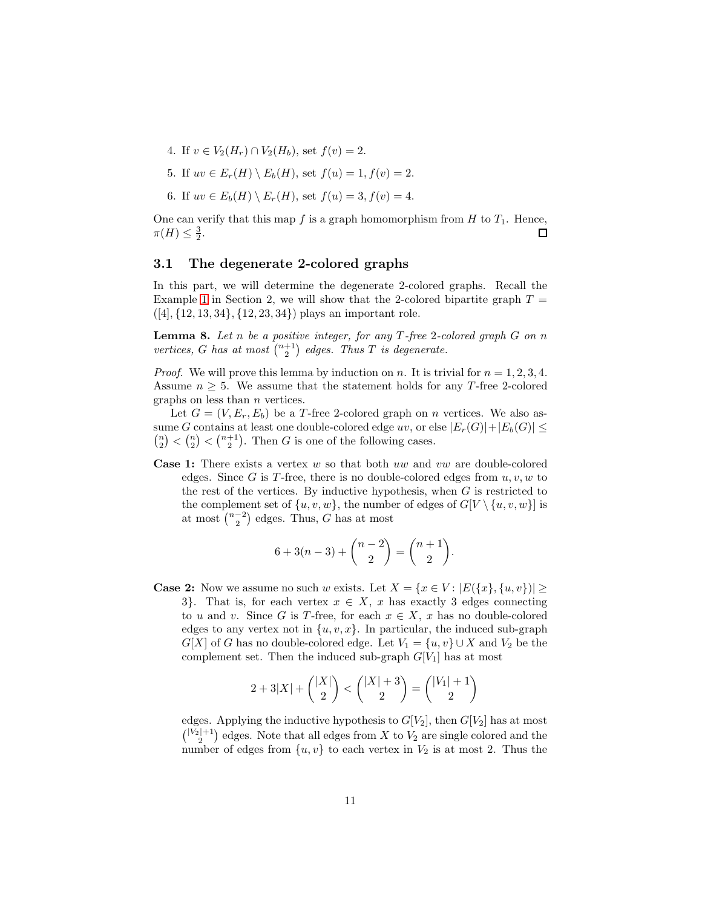4. If $v \in V_2(H_r) \cap V_2(H_b)$, set $f(v) = 2$.
5. If $uv \in E_r(H) \setminus E_b(H)$, set $f(u) = 1, f(v) = 2$.
6. If $uv \in E_b(H) \setminus E_r(H)$, set $f(u) = 3, f(v) = 4$.

One can verify that this map $f$ is a graph homomorphism from $H$ to $T_1$. Hence, $\pi(H) \leq \frac{3}{2}$. $\square$

## 3.1 The degenerate 2-colored graphs

In this part, we will determine the degenerate 2-colored graphs. Recall the Example 1 in Section 2, we will show that the 2-colored bipartite graph $T = ([4], \{12, 13, 34\}, \{12, 23, 34\})$ plays an important role.

**Lemma 8.** *Let $n$ be a positive integer, for any $T$-free 2-colored graph $G$ on $n$ vertices, $G$ has at most $\binom{n+1}{2}$ edges. Thus $T$ is degenerate.*

*Proof.* We will prove this lemma by induction on $n$. It is trivial for $n = 1, 2, 3, 4$. Assume $n \geq 5$. We assume that the statement holds for any $T$-free 2-colored graphs on less than $n$ vertices.

Let $G = (V, E_r, E_b)$ be a $T$-free 2-colored graph on $n$ vertices. We also assume $G$ contains at least one double-colored edge $uv$, or else $|E_r(G)| + |E_b(G)| \leq \binom{n}{2} < \binom{n}{2} < \binom{n+1}{2}$. Then $G$ is one of the following cases.

**Case 1:** There exists a vertex $w$ so that both $uw$ and $vw$ are double-colored edges. Since $G$ is $T$-free, there is no double-colored edges from $u, v, w$ to the rest of the vertices. By inductive hypothesis, when $G$ is restricted to the complement set of $\{u, v, w\}$, the number of edges of $G[V \setminus \{u, v, w\}]$ is at most $\binom{n-2}{2}$ edges. Thus, $G$ has at most

$$6 + 3(n-3) + \binom{n-2}{2} = \binom{n+1}{2}.$$

**Case 2:** Now we assume no such $w$ exists. Let $X = \{x \in V : |E(\{x\}, \{u, v\})| \geq 3\}$. That is, for each vertex $x \in X$, $x$ has exactly 3 edges connecting to $u$ and $v$. Since $G$ is $T$-free, for each $x \in X$, $x$ has no double-colored edges to any vertex not in $\{u, v, x\}$. In particular, the induced sub-graph $G[X]$ of $G$ has no double-colored edge. Let $V_1 = \{u, v\} \cup X$ and $V_2$ be the complement set. Then the induced sub-graph $G[V_1]$ has at most

$$2 + 3|X| + \binom{|X|}{2} < \binom{|X|+3}{2} = \binom{|V_1|+1}{2}$$

edges. Applying the inductive hypothesis to $G[V_2]$, then $G[V_2]$ has at most $\binom{|V_2|+1}{2}$ edges. Note that all edges from $X$ to $V_2$ are single colored and the number of edges from $\{u, v\}$ to each vertex in $V_2$ is at most 2. Thus the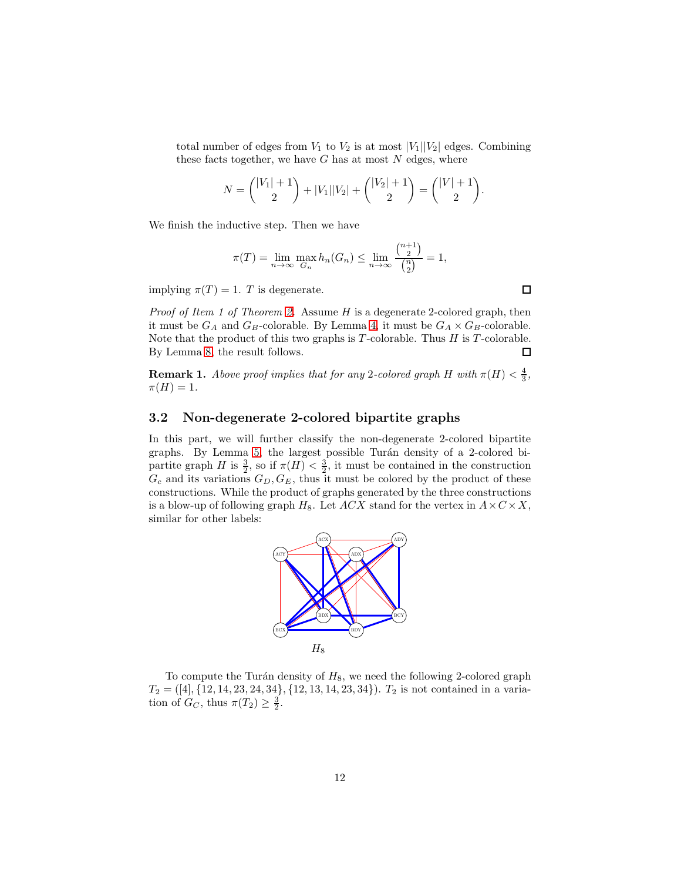total number of edges from $V_1$ to $V_2$ is at most $|V_1||V_2|$ edges. Combining these facts together, we have $G$ has at most $N$ edges, where

$$N = \binom{|V_1|+1}{2} + |V_1||V_2| + \binom{|V_2|+1}{2} = \binom{|V|+1}{2}.$$

We finish the inductive step. Then we have

$$\pi(T) = \lim_{n\to\infty} \max_{G_n} h_n(G_n) \leq \lim_{n\to\infty} \frac{\binom{n+1}{2}}{\binom{n}{2}} = 1,$$

implying $\pi(T) = 1$. $T$ is degenerate. ☐

*Proof of Item 1 of Theorem 2.* Assume $H$ is a degenerate 2-colored graph, then it must be $G_A$ and $G_B$-colorable. By Lemma 4, it must be $G_A \times G_B$-colorable. Note that the product of this two graphs is $T$-colorable. Thus $H$ is $T$-colorable. By Lemma 8, the result follows. ☐

**Remark 1.** *Above proof implies that for any 2-colored graph $H$ with $\pi(H) < \frac{4}{3}$, $\pi(H) = 1$.*

### 3.2 Non-degenerate 2-colored bipartite graphs

In this part, we will further classify the non-degenerate 2-colored bipartite graphs. By Lemma 5, the largest possible Turán density of a 2-colored bipartite graph $H$ is $\frac{3}{2}$, so if $\pi(H) < \frac{3}{2}$, it must be contained in the construction $G_c$ and its variations $G_D, G_E$, thus it must be colored by the product of these constructions. While the product of graphs generated by the three constructions is a blow-up of following graph $H_8$. Let $ACX$ stand for the vertex in $A \times C \times X$, similar for other labels:

$H_8$

To compute the Turán density of $H_8$, we need the following 2-colored graph $T_2 = ([4], \{12, 14, 23, 24, 34\}, \{12, 13, 14, 23, 34\})$. $T_2$ is not contained in a variation of $G_C$, thus $\pi(T_2) \geq \frac{3}{2}$.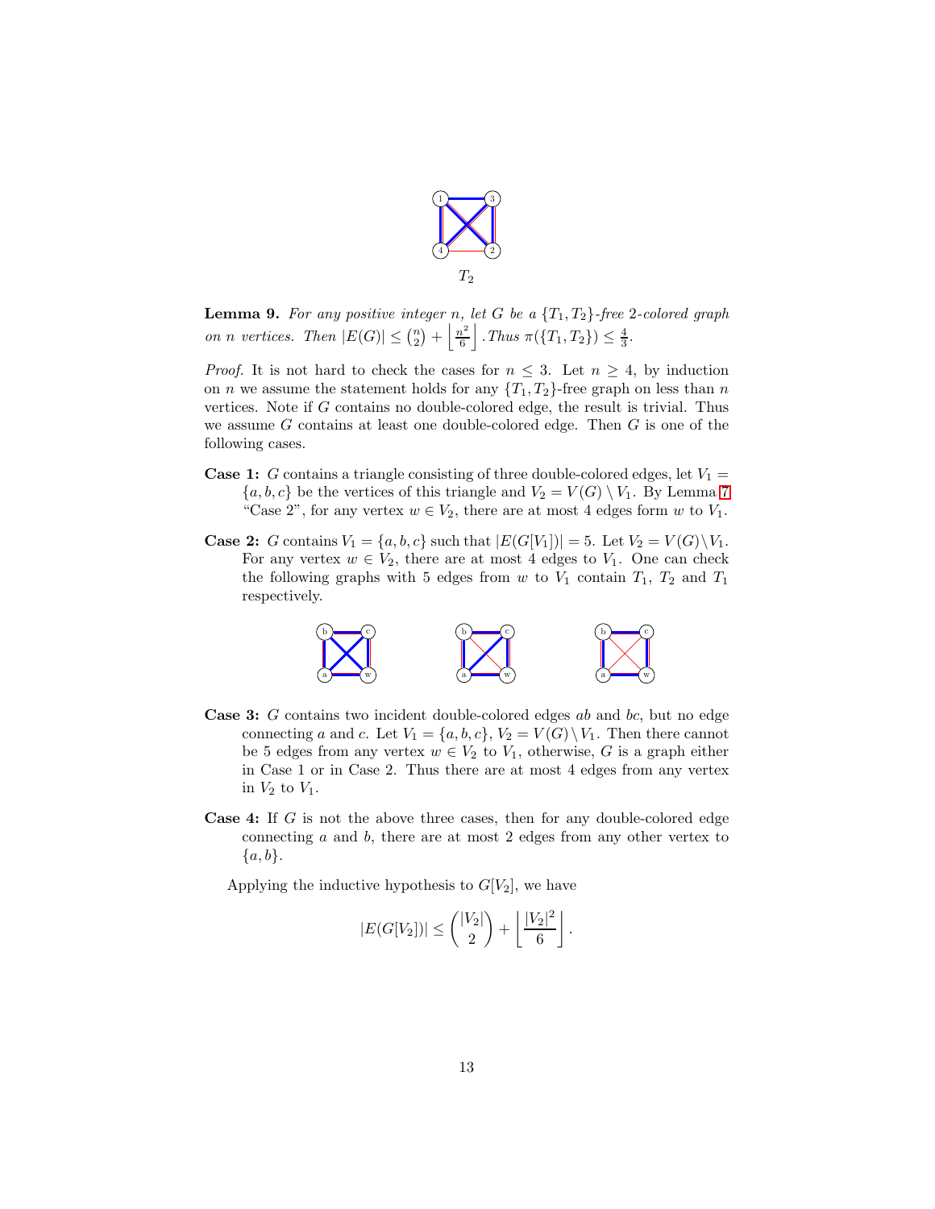$T_2$

**Lemma 9.** *For any positive integer $n$, let $G$ be a $\{T_1, T_2\}$-free 2-colored graph on $n$ vertices. Then $|E(G)| \le \binom{n}{2} + \left\lfloor \frac{n^2}{6} \right\rfloor$. Thus $\pi(\{T_1, T_2\}) \le \frac{4}{3}$.*

*Proof.* It is not hard to check the cases for $n \le 3$. Let $n \ge 4$, by induction on $n$ we assume the statement holds for any $\{T_1, T_2\}$-free graph on less than $n$ vertices. Note if $G$ contains no double-colored edge, the result is trivial. Thus we assume $G$ contains at least one double-colored edge. Then $G$ is one of the following cases.

**Case 1:** $G$ contains a triangle consisting of three double-colored edges, let $V_1 = \{a, b, c\}$ be the vertices of this triangle and $V_2 = V(G) \setminus V_1$. By Lemma 7 "Case 2", for any vertex $w \in V_2$, there are at most 4 edges form $w$ to $V_1$.

**Case 2:** $G$ contains $V_1 = \{a, b, c\}$ such that $|E(G[V_1])| = 5$. Let $V_2 = V(G) \setminus V_1$. For any vertex $w \in V_2$, there are at most 4 edges to $V_1$. One can check the following graphs with 5 edges from $w$ to $V_1$ contain $T_1$, $T_2$ and $T_1$ respectively.

**Case 3:** $G$ contains two incident double-colored edges $ab$ and $bc$, but no edge connecting $a$ and $c$. Let $V_1 = \{a, b, c\}$, $V_2 = V(G) \setminus V_1$. Then there cannot be 5 edges from any vertex $w \in V_2$ to $V_1$, otherwise, $G$ is a graph either in Case 1 or in Case 2. Thus there are at most 4 edges from any vertex in $V_2$ to $V_1$.

**Case 4:** If $G$ is not the above three cases, then for any double-colored edge connecting $a$ and $b$, there are at most 2 edges from any other vertex to $\{a, b\}$.

Applying the inductive hypothesis to $G[V_2]$, we have

$$|E(G[V_2])| \le \binom{|V_2|}{2} + \left\lfloor \frac{|V_2|^2}{6} \right\rfloor.$$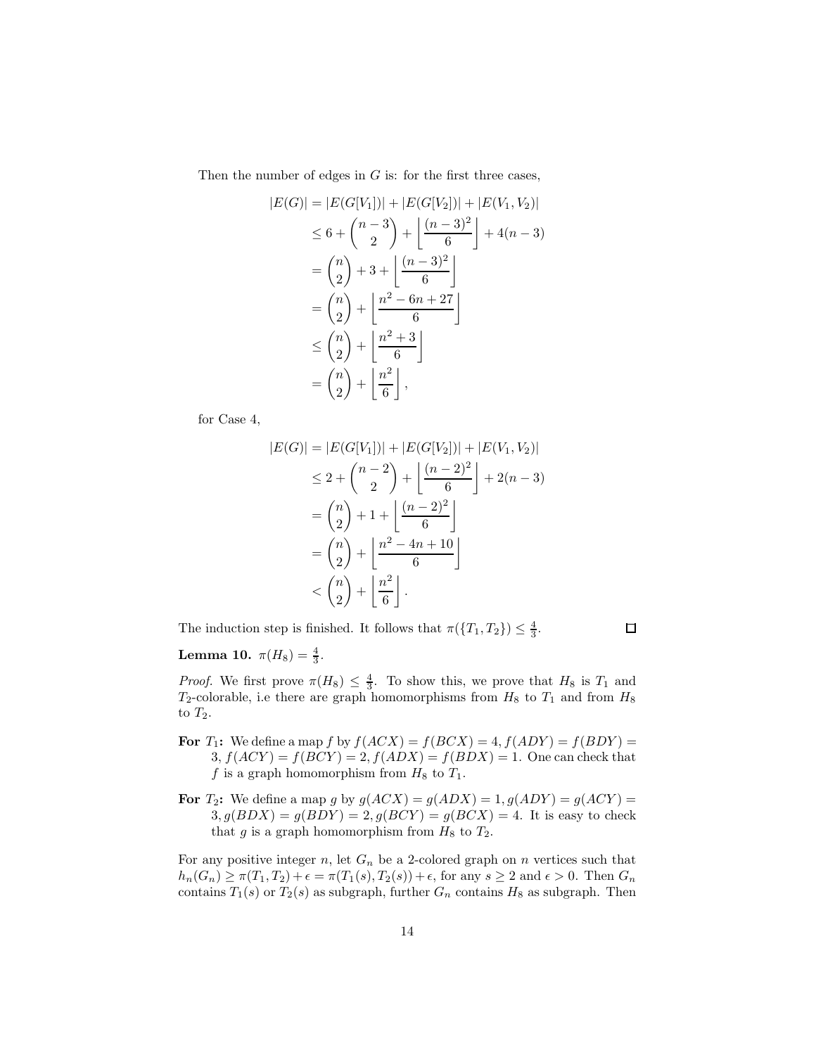Then the number of edges in $G$ is: for the first three cases,

$$
\begin{aligned}
|E(G)| &= |E(G[V_1])| + |E(G[V_2])| + |E(V_1, V_2)| \\
&\leq 6 + \binom{n-3}{2} + \left\lfloor \frac{(n-3)^2}{6} \right\rfloor + 4(n-3) \\
&= \binom{n}{2} + 3 + \left\lfloor \frac{(n-3)^2}{6} \right\rfloor \\
&= \binom{n}{2} + \left\lfloor \frac{n^2 - 6n + 27}{6} \right\rfloor \\
&\leq \binom{n}{2} + \left\lfloor \frac{n^2 + 3}{6} \right\rfloor \\
&= \binom{n}{2} + \left\lfloor \frac{n^2}{6} \right\rfloor,
\end{aligned}
$$

for Case 4,

$$
\begin{aligned}
|E(G)| &= |E(G[V_1])| + |E(G[V_2])| + |E(V_1, V_2)| \\
&\leq 2 + \binom{n-2}{2} + \left\lfloor \frac{(n-2)^2}{6} \right\rfloor + 2(n-3) \\
&= \binom{n}{2} + 1 + \left\lfloor \frac{(n-2)^2}{6} \right\rfloor \\
&= \binom{n}{2} + \left\lfloor \frac{n^2 - 4n + 10}{6} \right\rfloor \\
&< \binom{n}{2} + \left\lfloor \frac{n^2}{6} \right\rfloor.
\end{aligned}
$$

The induction step is finished. It follows that $\pi(\{T_1, T_2\}) \leq \frac{4}{3}$. $\square$

**Lemma 10.** $\pi(H_8) = \frac{4}{3}$.

*Proof.* We first prove $\pi(H_8) \leq \frac{4}{3}$. To show this, we prove that $H_8$ is $T_1$ and $T_2$-colorable, i.e there are graph homomorphisms from $H_8$ to $T_1$ and from $H_8$ to $T_2$.

**For $T_1$:** We define a map $f$ by $f(ACX) = f(BCX) = 4, f(ADY) = f(BDY) = 3$, $f(ACY) = f(BCY) = 2$, $f(ADX) = f(BDX) = 1$. One can check that $f$ is a graph homomorphism from $H_8$ to $T_1$.

**For $T_2$:** We define a map $g$ by $g(ACX) = g(ADX) = 1, g(ADY) = g(ACY) = 3, g(BDX) = g(BDY) = 2, g(BCY) = g(BCX) = 4$. It is easy to check that $g$ is a graph homomorphism from $H_8$ to $T_2$.

For any positive integer $n$, let $G_n$ be a 2-colored graph on $n$ vertices such that $h_n(G_n) \geq \pi(T_1, T_2) + \epsilon = \pi(T_1(s), T_2(s)) + \epsilon$, for any $s \geq 2$ and $\epsilon > 0$. Then $G_n$ contains $T_1(s)$ or $T_2(s)$ as subgraph, further $G_n$ contains $H_8$ as subgraph. Then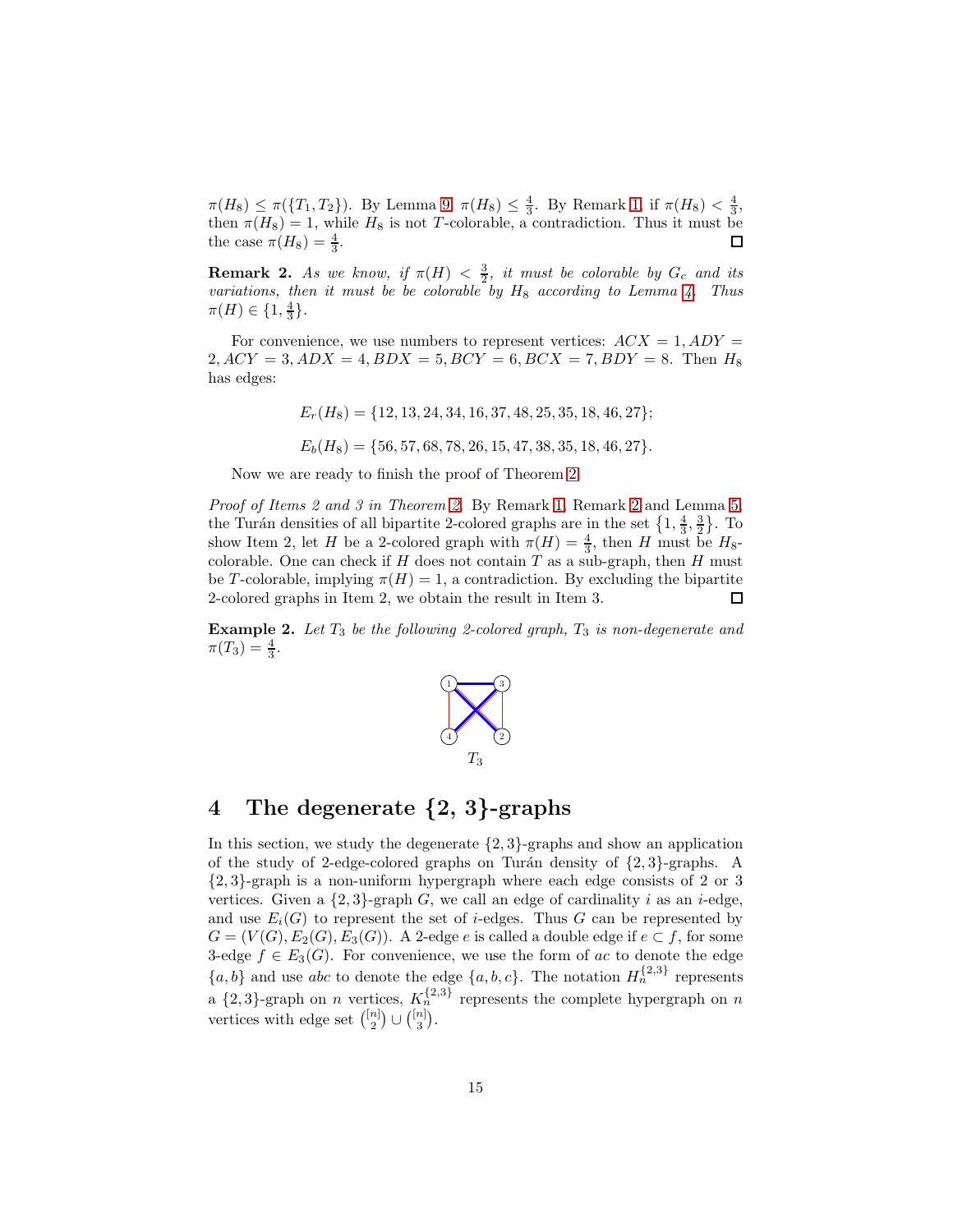$\pi(H_8) \leq \pi(\{T_1, T_2\})$. By Lemma 9, $\pi(H_8) \leq \frac{4}{3}$. By Remark 1, if $\pi(H_8) < \frac{4}{3}$, then $\pi(H_8) = 1$, while $H_8$ is not $T$-colorable, a contradiction. Thus it must be the case $\pi(H_8) = \frac{4}{3}$. ∎

**Remark 2.** *As we know, if $\pi(H) < \frac{3}{2}$, it must be colorable by $G_c$ and its variations, then it must be be colorable by $H_8$ according to Lemma 4. Thus $\pi(H) \in \{1, \frac{4}{3}\}$.*

For convenience, we use numbers to represent vertices: $ACX = 1, ADY = 2, ACY = 3, ADX = 4, BDX = 5, BCY = 6, BCX = 7, BDY = 8$. Then $H_8$ has edges:

$$E_r(H_8) = \{12, 13, 24, 34, 16, 37, 48, 25, 35, 18, 46, 27\};$$

$$E_b(H_8) = \{56, 57, 68, 78, 26, 15, 47, 38, 35, 18, 46, 27\}.$$

Now we are ready to finish the proof of Theorem 2.

*Proof of Items 2 and 3 in Theorem 2.* By Remark 1, Remark 2 and Lemma 5, the Turán densities of all bipartite 2-colored graphs are in the set $\{1, \frac{4}{3}, \frac{3}{2}\}$. To show Item 2, let $H$ be a 2-colored graph with $\pi(H) = \frac{4}{3}$, then $H$ must be $H_8$-colorable. One can check if $H$ does not contain $T$ as a sub-graph, then $H$ must be $T$-colorable, implying $\pi(H) = 1$, a contradiction. By excluding the bipartite 2-colored graphs in Item 2, we obtain the result in Item 3. ∎

**Example 2.** *Let $T_3$ be the following 2-colored graph, $T_3$ is non-degenerate and $\pi(T_3) = \frac{4}{3}$.*

$T_3$

## 4 The degenerate {2, 3}-graphs

In this section, we study the degenerate $\{2, 3\}$-graphs and show an application of the study of 2-edge-colored graphs on Turán density of $\{2, 3\}$-graphs. A $\{2, 3\}$-graph is a non-uniform hypergraph where each edge consists of 2 or 3 vertices. Given a $\{2, 3\}$-graph $G$, we call an edge of cardinality $i$ as an $i$-edge, and use $E_i(G)$ to represent the set of $i$-edges. Thus $G$ can be represented by $G = (V(G), E_2(G), E_3(G))$. A 2-edge $e$ is called a double edge if $e \subset f$, for some 3-edge $f \in E_3(G)$. For convenience, we use the form of $ac$ to denote the edge $\{a, b\}$ and use $abc$ to denote the edge $\{a, b, c\}$. The notation $H_n^{\{2,3\}}$ represents a $\{2, 3\}$-graph on $n$ vertices, $K_n^{\{2,3\}}$ represents the complete hypergraph on $n$ vertices with edge set $\binom{[n]}{2} \cup \binom{[n]}{3}$.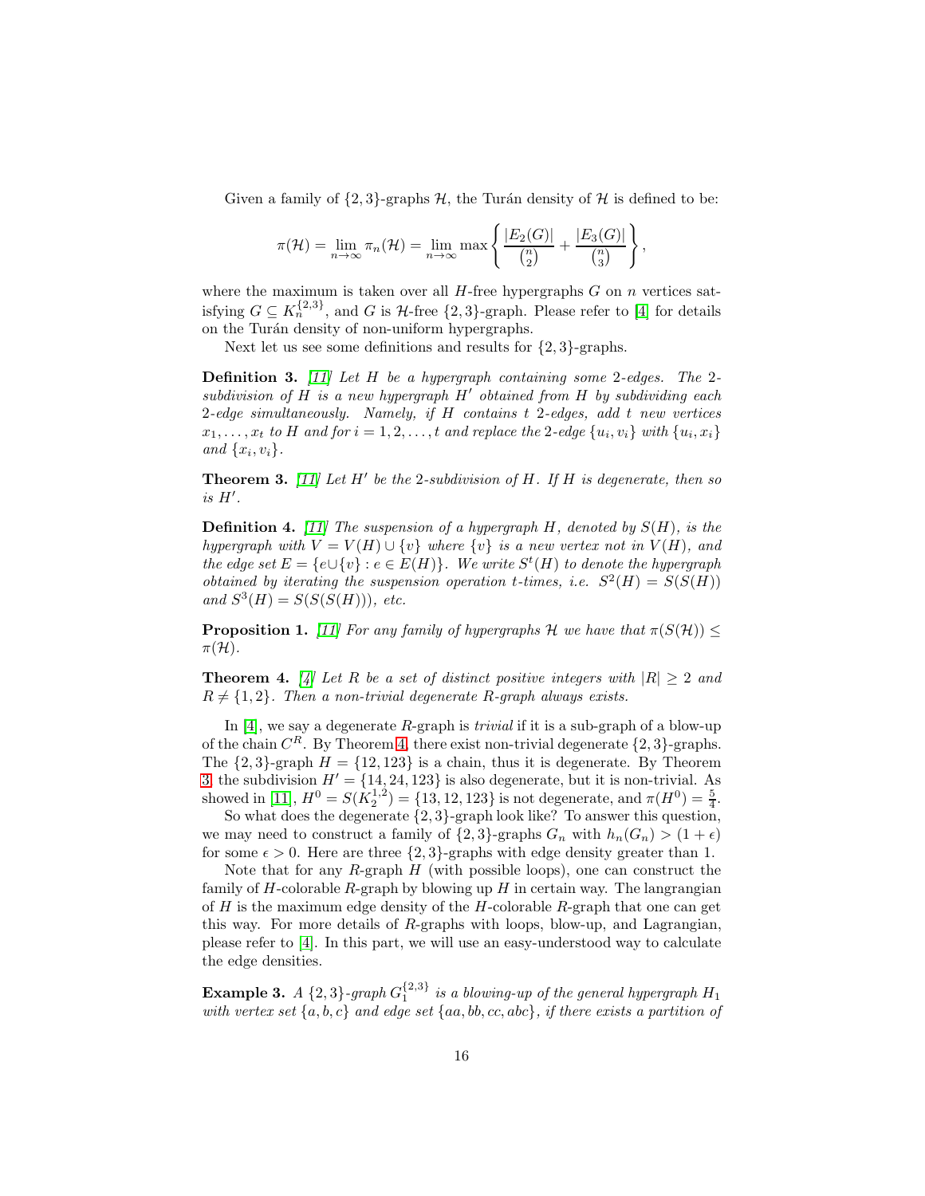Given a family of $\{2,3\}$-graphs $\mathcal{H}$, the Turán density of $\mathcal{H}$ is defined to be:

$$\pi(\mathcal{H}) = \lim_{n\to\infty} \pi_n(\mathcal{H}) = \lim_{n\to\infty} \max\left\{ \frac{|E_2(G)|}{\binom{n}{2}} + \frac{|E_3(G)|}{\binom{n}{3}} \right\},$$

where the maximum is taken over all $H$-free hypergraphs $G$ on $n$ vertices satisfying $G \subseteq K_n^{\{2,3\}}$, and $G$ is $\mathcal{H}$-free $\{2,3\}$-graph. Please refer to [4] for details on the Turán density of non-uniform hypergraphs.

Next let us see some definitions and results for $\{2,3\}$-graphs.

**Definition 3.** *[11] Let $H$ be a hypergraph containing some 2-edges. The 2-subdivision of $H$ is a new hypergraph $H'$ obtained from $H$ by subdividing each 2-edge simultaneously. Namely, if $H$ contains $t$ 2-edges, add $t$ new vertices $x_1, \ldots, x_t$ to $H$ and for $i = 1, 2, \ldots, t$ and replace the 2-edge $\{u_i, v_i\}$ with $\{u_i, x_i\}$ and $\{x_i, v_i\}$.*

**Theorem 3.** *[11] Let $H'$ be the 2-subdivision of $H$. If $H$ is degenerate, then so is $H'$.*

**Definition 4.** *[11] The suspension of a hypergraph $H$, denoted by $S(H)$, is the hypergraph with $V = V(H) \cup \{v\}$ where $\{v\}$ is a new vertex not in $V(H)$, and the edge set $E = \{e \cup \{v\} : e \in E(H)\}$. We write $S^t(H)$ to denote the hypergraph obtained by iterating the suspension operation $t$-times, i.e. $S^2(H) = S(S(H))$ and $S^3(H) = S(S(S(H)))$, etc.*

**Proposition 1.** *[11] For any family of hypergraphs $\mathcal{H}$ we have that $\pi(S(\mathcal{H})) \leq \pi(\mathcal{H})$.*

**Theorem 4.** *[4] Let $R$ be a set of distinct positive integers with $|R| \geq 2$ and $R \neq \{1,2\}$. Then a non-trivial degenerate $R$-graph always exists.*

In [4], we say a degenerate $R$-graph is *trivial* if it is a sub-graph of a blow-up of the chain $C^R$. By Theorem 4, there exist non-trivial degenerate $\{2,3\}$-graphs. The $\{2,3\}$-graph $H = \{12, 123\}$ is a chain, thus it is degenerate. By Theorem 3, the subdivision $H' = \{14, 24, 123\}$ is also degenerate, but it is non-trivial. As showed in [11], $H^0 = S(K_2^{1,2}) = \{13, 12, 123\}$ is not degenerate, and $\pi(H^0) = \frac{5}{4}$.

So what does the degenerate $\{2,3\}$-graph look like? To answer this question, we may need to construct a family of $\{2,3\}$-graphs $G_n$ with $h_n(G_n) > (1+\epsilon)$ for some $\epsilon > 0$. Here are three $\{2,3\}$-graphs with edge density greater than 1.

Note that for any $R$-graph $H$ (with possible loops), one can construct the family of $H$-colorable $R$-graph by blowing up $H$ in certain way. The langrangian of $H$ is the maximum edge density of the $H$-colorable $R$-graph that one can get this way. For more details of $R$-graphs with loops, blow-up, and Lagrangian, please refer to [4]. In this part, we will use an easy-understood way to calculate the edge densities.

**Example 3.** *A $\{2,3\}$-graph $G_1^{\{2,3\}}$ is a blowing-up of the general hypergraph $H_1$ with vertex set $\{a, b, c\}$ and edge set $\{aa, bb, cc, abc\}$, if there exists a partition of*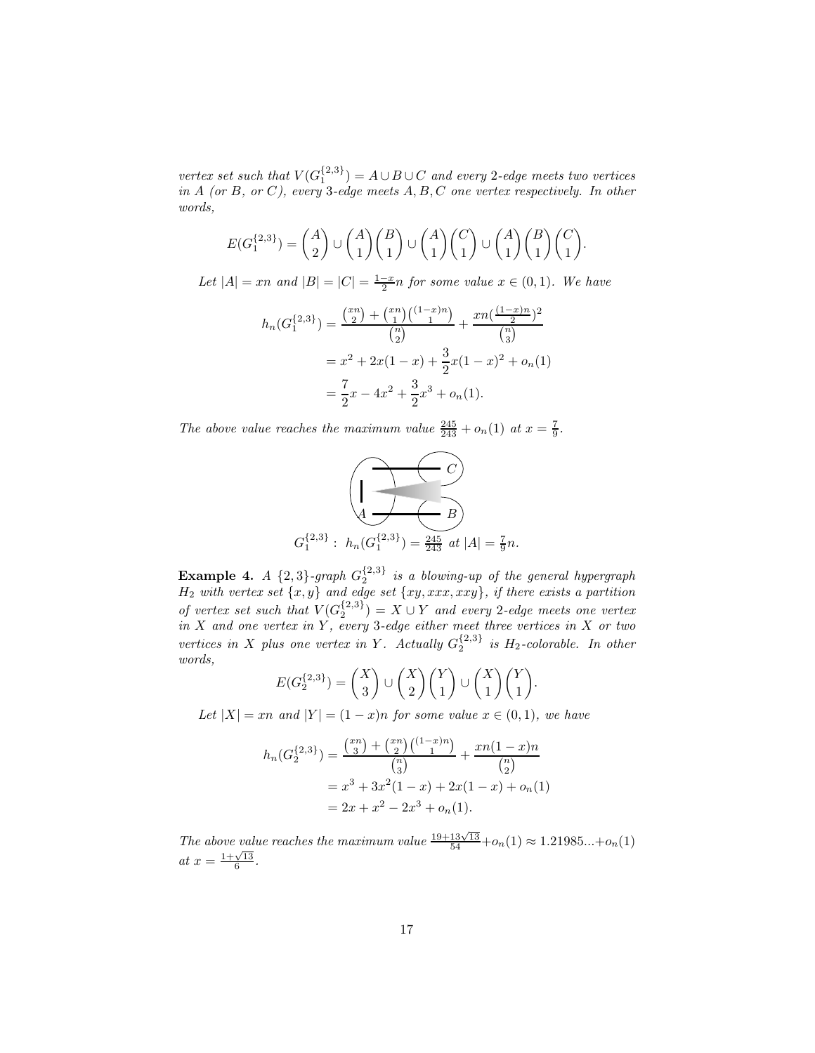*vertex set such that* $V(G_1^{\{2,3\}}) = A \cup B \cup C$ *and every 2-edge meets two vertices in* $A$ *(or* $B$*, or* $C$*), every 3-edge meets* $A, B, C$ *one vertex respectively. In other words,*

$$E(G_1^{\{2,3\}}) = \binom{A}{2} \cup \binom{A}{1}\binom{B}{1} \cup \binom{A}{1}\binom{C}{1} \cup \binom{A}{1}\binom{B}{1}\binom{C}{1}.$$

*Let* $|A| = xn$ *and* $|B| = |C| = \frac{1-x}{2}n$ *for some value* $x \in (0,1)$*. We have*

$$\begin{aligned} h_n(G_1^{\{2,3\}}) &= \frac{\binom{xn}{2} + \binom{xn}{1}\binom{(1-x)n}{1}}{\binom{n}{2}} + \frac{xn(\frac{(1-x)n}{2})^2}{\binom{n}{3}} \\ &= x^2 + 2x(1-x) + \frac{3}{2}x(1-x)^2 + o_n(1) \\ &= \frac{7}{2}x - 4x^2 + \frac{3}{2}x^3 + o_n(1). \end{aligned}$$

*The above value reaches the maximum value* $\frac{245}{243} + o_n(1)$ *at* $x = \frac{7}{9}$*.*

$G_1^{\{2,3\}}$ : $h_n(G_1^{\{2,3\}}) = \frac{245}{243}$ at $|A| = \frac{7}{9}n$.

**Example 4.** *A* $\{2,3\}$*-graph* $G_2^{\{2,3\}}$ *is a blowing-up of the general hypergraph* $H_2$ *with vertex set* $\{x, y\}$ *and edge set* $\{xy, xxx, xxy\}$*, if there exists a partition of vertex set such that* $V(G_2^{\{2,3\}}) = X \cup Y$ *and every 2-edge meets one vertex in* $X$ *and one vertex in* $Y$*, every 3-edge either meet three vertices in* $X$ *or two vertices in* $X$ *plus one vertex in* $Y$*. Actually* $G_2^{\{2,3\}}$ *is* $H_2$*-colorable. In other words,*

$$E(G_2^{\{2,3\}}) = \binom{X}{3} \cup \binom{X}{2}\binom{Y}{1} \cup \binom{X}{1}\binom{Y}{1}.$$

*Let* $|X| = xn$ *and* $|Y| = (1-x)n$ *for some value* $x \in (0,1)$*, we have*

$$\begin{aligned} h_n(G_2^{\{2,3\}}) &= \frac{\binom{xn}{3} + \binom{xn}{2}\binom{(1-x)n}{1}}{\binom{n}{3}} + \frac{xn(1-x)n}{\binom{n}{2}} \\ &= x^3 + 3x^2(1-x) + 2x(1-x) + o_n(1) \\ &= 2x + x^2 - 2x^3 + o_n(1). \end{aligned}$$

*The above value reaches the maximum value* $\frac{19+13\sqrt{13}}{54} + o_n(1) \approx 1.21985... + o_n(1)$ *at* $x = \frac{1+\sqrt{13}}{6}$*.*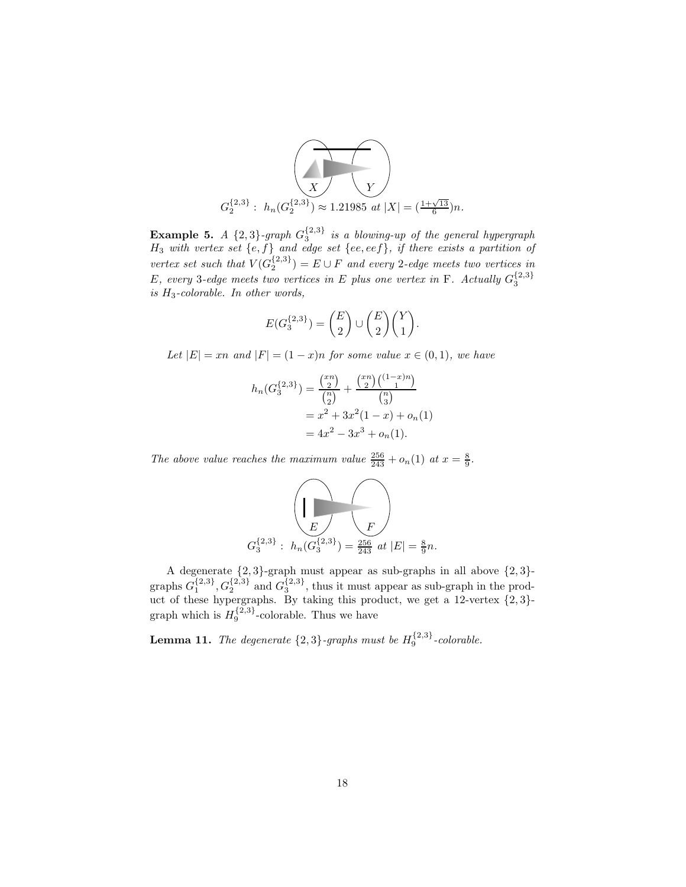$G_2^{\{2,3\}}$ : $h_n(G_2^{\{2,3\}}) \approx 1.21985$ *at* $|X| = (\frac{1+\sqrt{13}}{6})n$.

**Example 5.** *A* $\{2,3\}$*-graph* $G_3^{\{2,3\}}$ *is a blowing-up of the general hypergraph* $H_3$ *with vertex set* $\{e, f\}$ *and edge set* $\{ee, eef\}$*, if there exists a partition of vertex set such that* $V(G_2^{\{2,3\}}) = E \cup F$ *and every 2-edge meets two vertices in* $E$*, every 3-edge meets two vertices in* $E$ *plus one vertex in* F*. Actually* $G_3^{\{2,3\}}$ *is* $H_3$*-colorable. In other words,*

$$E(G_3^{\{2,3\}}) = \binom{E}{2} \cup \binom{E}{2}\binom{Y}{1}.$$

*Let* $|E| = xn$ *and* $|F| = (1-x)n$ *for some value* $x \in (0,1)$*, we have*

$$\begin{aligned}
h_n(G_3^{\{2,3\}}) &= \frac{\binom{xn}{2}}{\binom{n}{2}} + \frac{\binom{xn}{2}\binom{(1-x)n}{1}}{\binom{n}{3}} \\
&= x^2 + 3x^2(1-x) + o_n(1) \\
&= 4x^2 - 3x^3 + o_n(1).
\end{aligned}$$

*The above value reaches the maximum value* $\frac{256}{243} + o_n(1)$ *at* $x = \frac{8}{9}$.

$G_3^{\{2,3\}}$ : $h_n(G_3^{\{2,3\}}) = \frac{256}{243}$ *at* $|E| = \frac{8}{9}n$.

A degenerate $\{2,3\}$-graph must appear as sub-graphs in all above $\{2,3\}$-graphs $G_1^{\{2,3\}}, G_2^{\{2,3\}}$ and $G_3^{\{2,3\}}$, thus it must appear as sub-graph in the product of these hypergraphs. By taking this product, we get a 12-vertex $\{2,3\}$-graph which is $H_9^{\{2,3\}}$-colorable. Thus we have

**Lemma 11.** *The degenerate* $\{2,3\}$*-graphs must be* $H_9^{\{2,3\}}$*-colorable.*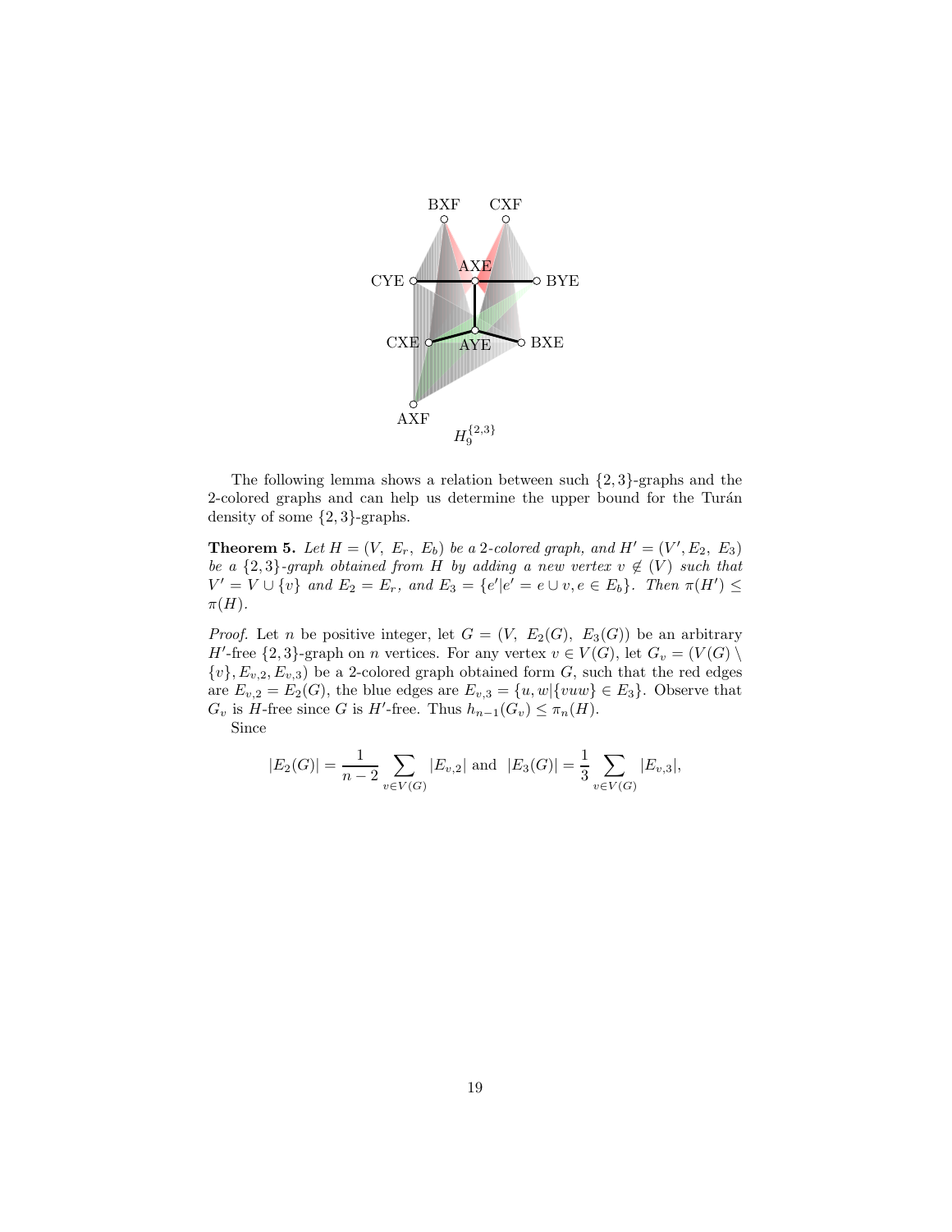$H_9^{\{2,3\}}$

The following lemma shows a relation between such $\{2,3\}$-graphs and the 2-colored graphs and can help us determine the upper bound for the Turán density of some $\{2,3\}$-graphs.

**Theorem 5.** *Let $H = (V,\ E_r,\ E_b)$ be a 2-colored graph, and $H' = (V', E_2,\ E_3)$ be a $\{2,3\}$-graph obtained from $H$ by adding a new vertex $v \notin (V)$ such that $V' = V \cup \{v\}$ and $E_2 = E_r$, and $E_3 = \{e' | e' = e \cup v, e \in E_b\}$. Then $\pi(H') \leq \pi(H)$.*

*Proof.* Let $n$ be positive integer, let $G = (V,\ E_2(G),\ E_3(G))$ be an arbitrary $H'$-free $\{2,3\}$-graph on $n$ vertices. For any vertex $v \in V(G)$, let $G_v = (V(G) \setminus \{v\}, E_{v,2}, E_{v,3})$ be a 2-colored graph obtained form $G$, such that the red edges are $E_{v,2} = E_2(G)$, the blue edges are $E_{v,3} = \{u, w | \{vuw\} \in E_3\}$. Observe that $G_v$ is $H$-free since $G$ is $H'$-free. Thus $h_{n-1}(G_v) \leq \pi_n(H)$.

Since

$$|E_2(G)| = \frac{1}{n-2} \sum_{v \in V(G)} |E_{v,2}| \text{ and } |E_3(G)| = \frac{1}{3} \sum_{v \in V(G)} |E_{v,3}|,$$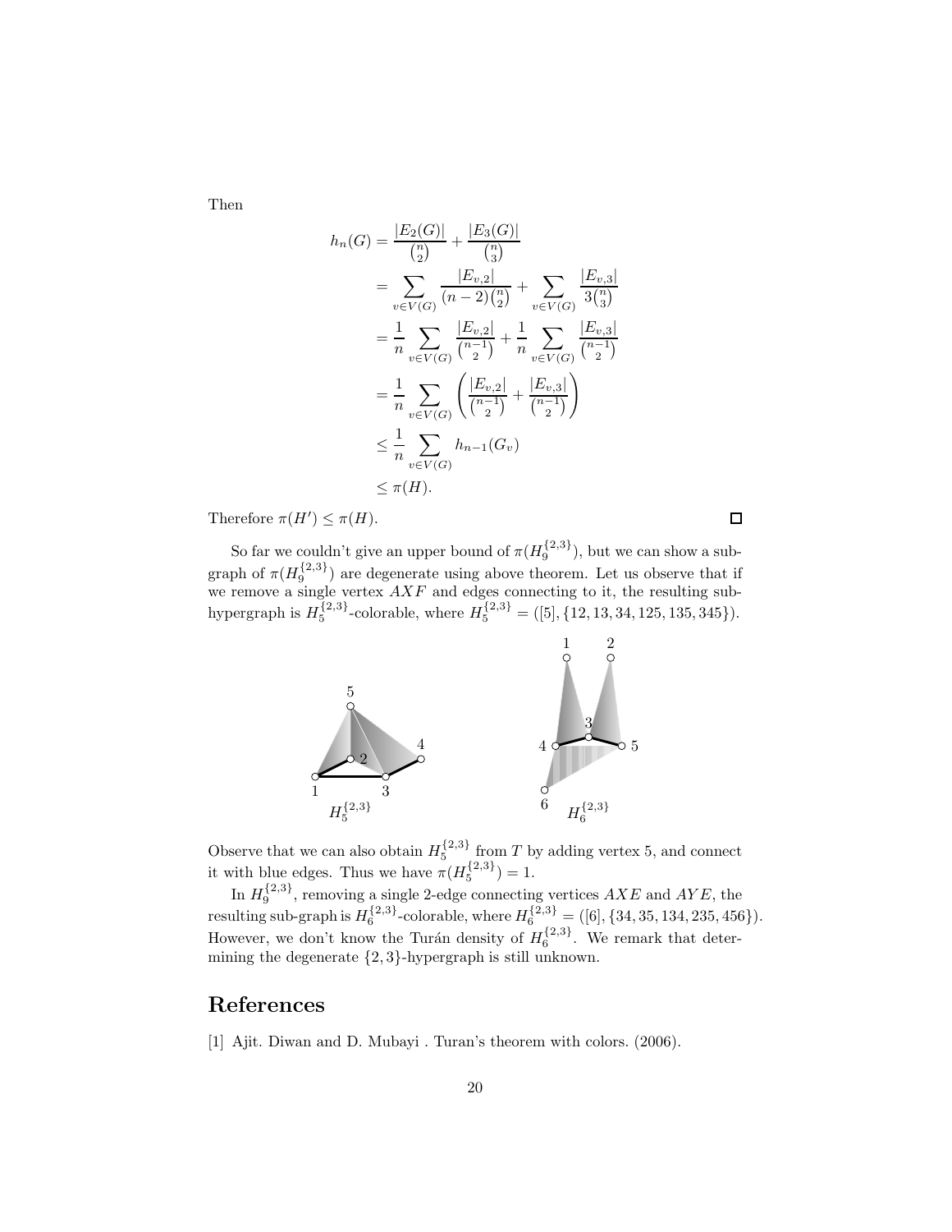Then

$$
\begin{aligned}
h_n(G) &= \frac{|E_2(G)|}{\binom{n}{2}} + \frac{|E_3(G)|}{\binom{n}{3}} \\
&= \sum_{v \in V(G)} \frac{|E_{v,2}|}{(n-2)\binom{n}{2}} + \sum_{v \in V(G)} \frac{|E_{v,3}|}{3\binom{n}{3}} \\
&= \frac{1}{n} \sum_{v \in V(G)} \frac{|E_{v,2}|}{\binom{n-1}{2}} + \frac{1}{n} \sum_{v \in V(G)} \frac{|E_{v,3}|}{\binom{n-1}{2}} \\
&= \frac{1}{n} \sum_{v \in V(G)} \left( \frac{|E_{v,2}|}{\binom{n-1}{2}} + \frac{|E_{v,3}|}{\binom{n-1}{2}} \right) \\
&\leq \frac{1}{n} \sum_{v \in V(G)} h_{n-1}(G_v) \\
&\leq \pi(H).
\end{aligned}
$$

Therefore $\pi(H') \leq \pi(H)$. □

So far we couldn't give an upper bound of $\pi(H_9^{\{2,3\}})$, but we can show a subgraph of $\pi(H_9^{\{2,3\}})$ are degenerate using above theorem. Let us observe that if we remove a single vertex $AXF$ and edges connecting to it, the resulting sub-hypergraph is $H_5^{\{2,3\}}$-colorable, where $H_5^{\{2,3\}} = ([5], \{12, 13, 34, 125, 135, 345\})$.

$H_5^{\{2,3\}}$ $H_6^{\{2,3\}}$

Observe that we can also obtain $H_5^{\{2,3\}}$ from $T$ by adding vertex 5, and connect it with blue edges. Thus we have $\pi(H_5^{\{2,3\}}) = 1$.

In $H_9^{\{2,3\}}$, removing a single 2-edge connecting vertices $AXE$ and $AYE$, the resulting sub-graph is $H_6^{\{2,3\}}$-colorable, where $H_6^{\{2,3\}} = ([6], \{34, 35, 134, 235, 456\})$. However, we don't know the Turán density of $H_6^{\{2,3\}}$. We remark that determining the degenerate $\{2,3\}$-hypergraph is still unknown.

# References

[1] Ajit. Diwan and D. Mubayi . Turan's theorem with colors. (2006).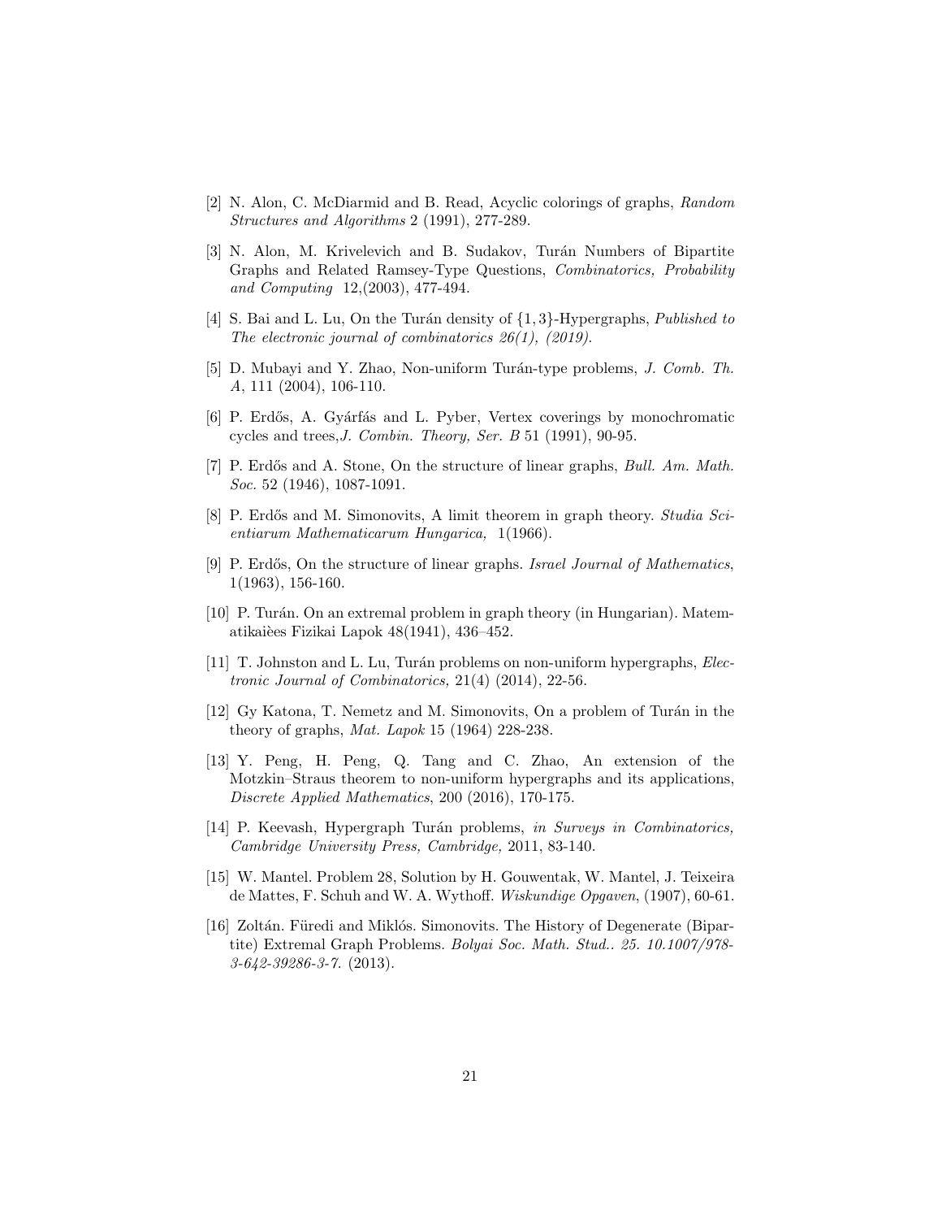[2] N. Alon, C. McDiarmid and B. Read, Acyclic colorings of graphs, *Random Structures and Algorithms* 2 (1991), 277-289.

[3] N. Alon, M. Krivelevich and B. Sudakov, Turán Numbers of Bipartite Graphs and Related Ramsey-Type Questions, *Combinatorics, Probability and Computing* 12,(2003), 477-494.

[4] S. Bai and L. Lu, On the Turán density of $\{1, 3\}$-Hypergraphs, *Published to The electronic journal of combinatorics 26(1), (2019).*

[5] D. Mubayi and Y. Zhao, Non-uniform Turán-type problems, *J. Comb. Th. A*, 111 (2004), 106-110.

[6] P. Erdős, A. Gyárfás and L. Pyber, Vertex coverings by monochromatic cycles and trees,*J. Combin. Theory, Ser. B* 51 (1991), 90-95.

[7] P. Erdős and A. Stone, On the structure of linear graphs, *Bull. Am. Math. Soc.* 52 (1946), 1087-1091.

[8] P. Erdős and M. Simonovits, A limit theorem in graph theory. *Studia Scientiarum Mathematicarum Hungarica,* 1(1966).

[9] P. Erdős, On the structure of linear graphs. *Israel Journal of Mathematics*, 1(1963), 156-160.

[10] P. Turán. On an extremal problem in graph theory (in Hungarian). Matematikaièes Fizikai Lapok 48(1941), 436–452.

[11] T. Johnston and L. Lu, Turán problems on non-uniform hypergraphs, *Electronic Journal of Combinatorics,* 21(4) (2014), 22-56.

[12] Gy Katona, T. Nemetz and M. Simonovits, On a problem of Turán in the theory of graphs, *Mat. Lapok* 15 (1964) 228-238.

[13] Y. Peng, H. Peng, Q. Tang and C. Zhao, An extension of the Motzkin–Straus theorem to non-uniform hypergraphs and its applications, *Discrete Applied Mathematics*, 200 (2016), 170-175.

[14] P. Keevash, Hypergraph Turán problems, *in Surveys in Combinatorics, Cambridge University Press, Cambridge,* 2011, 83-140.

[15] W. Mantel. Problem 28, Solution by H. Gouwentak, W. Mantel, J. Teixeira de Mattes, F. Schuh and W. A. Wythoff. *Wiskundige Opgaven*, (1907), 60-61.

[16] Zoltán. Füredi and Miklós. Simonovits. The History of Degenerate (Bipartite) Extremal Graph Problems. *Bolyai Soc. Math. Stud.. 25. 10.1007/978-3-642-39286-3-7.* (2013).